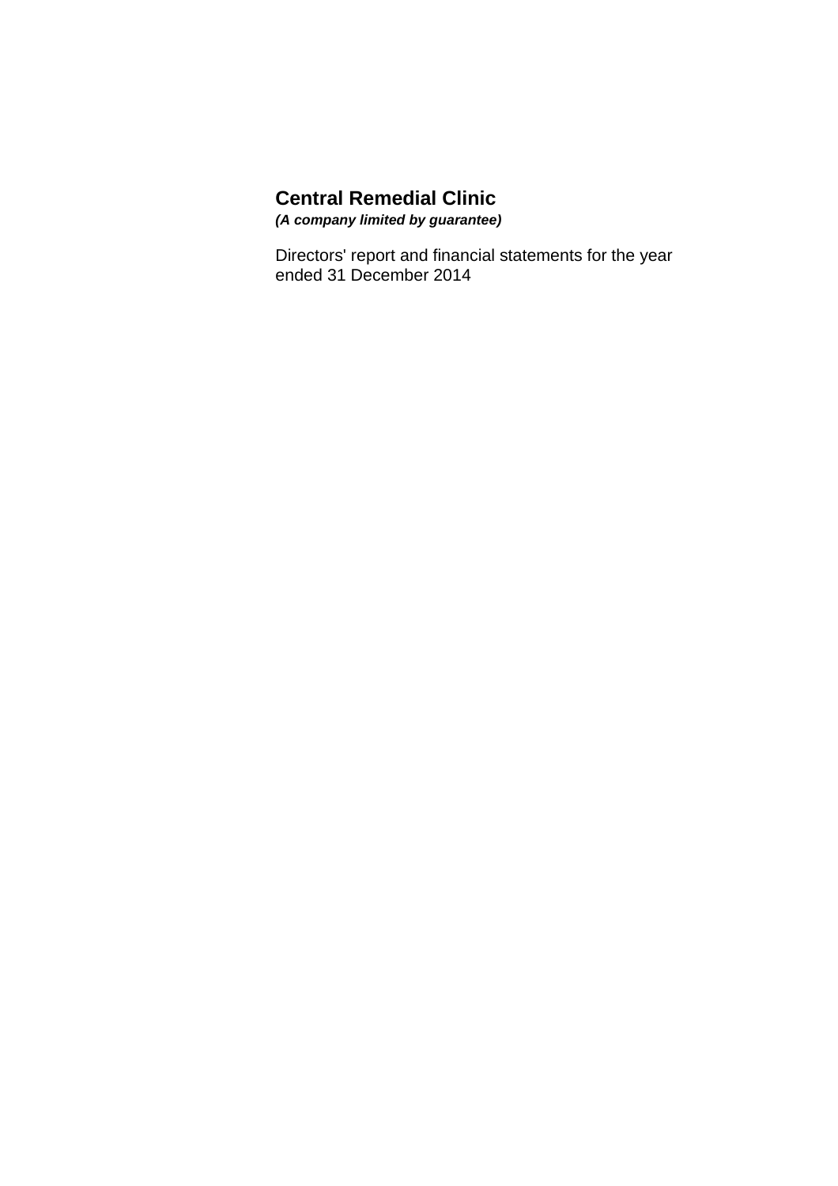# Central Remedial Clinic

***(A company limited by guarantee)***

Directors' report and financial statements for the year ended 31 December 2014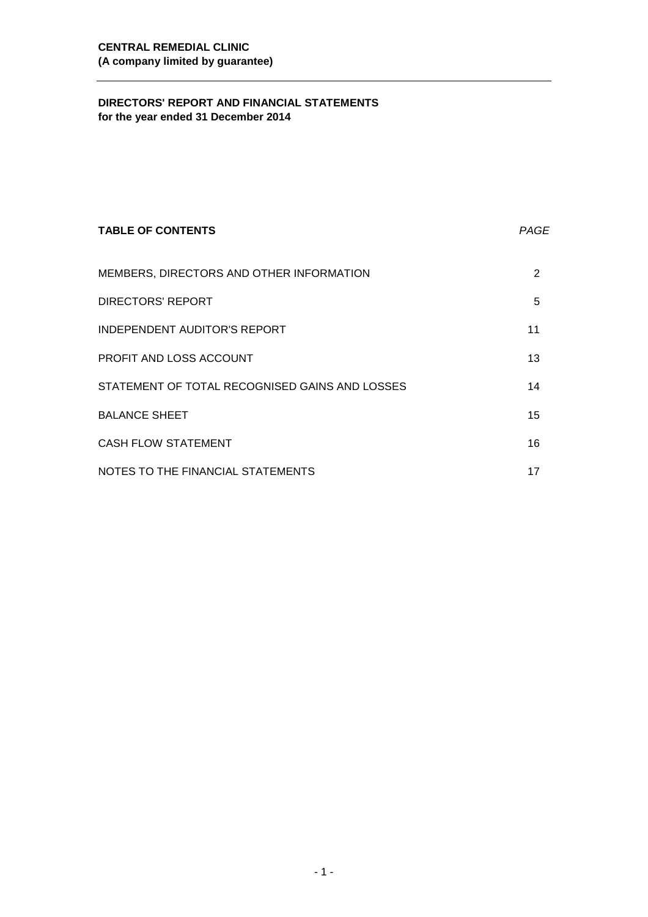**CENTRAL REMEDIAL CLINIC**
**(A company limited by guarantee)**

---

**DIRECTORS' REPORT AND FINANCIAL STATEMENTS**
**for the year ended 31 December 2014**

| **TABLE OF CONTENTS** | *PAGE* |
|---|---|
| MEMBERS, DIRECTORS AND OTHER INFORMATION | 2 |
| DIRECTORS' REPORT | 5 |
| INDEPENDENT AUDITOR'S REPORT | 11 |
| PROFIT AND LOSS ACCOUNT | 13 |
| STATEMENT OF TOTAL RECOGNISED GAINS AND LOSSES | 14 |
| BALANCE SHEET | 15 |
| CASH FLOW STATEMENT | 16 |
| NOTES TO THE FINANCIAL STATEMENTS | 17 |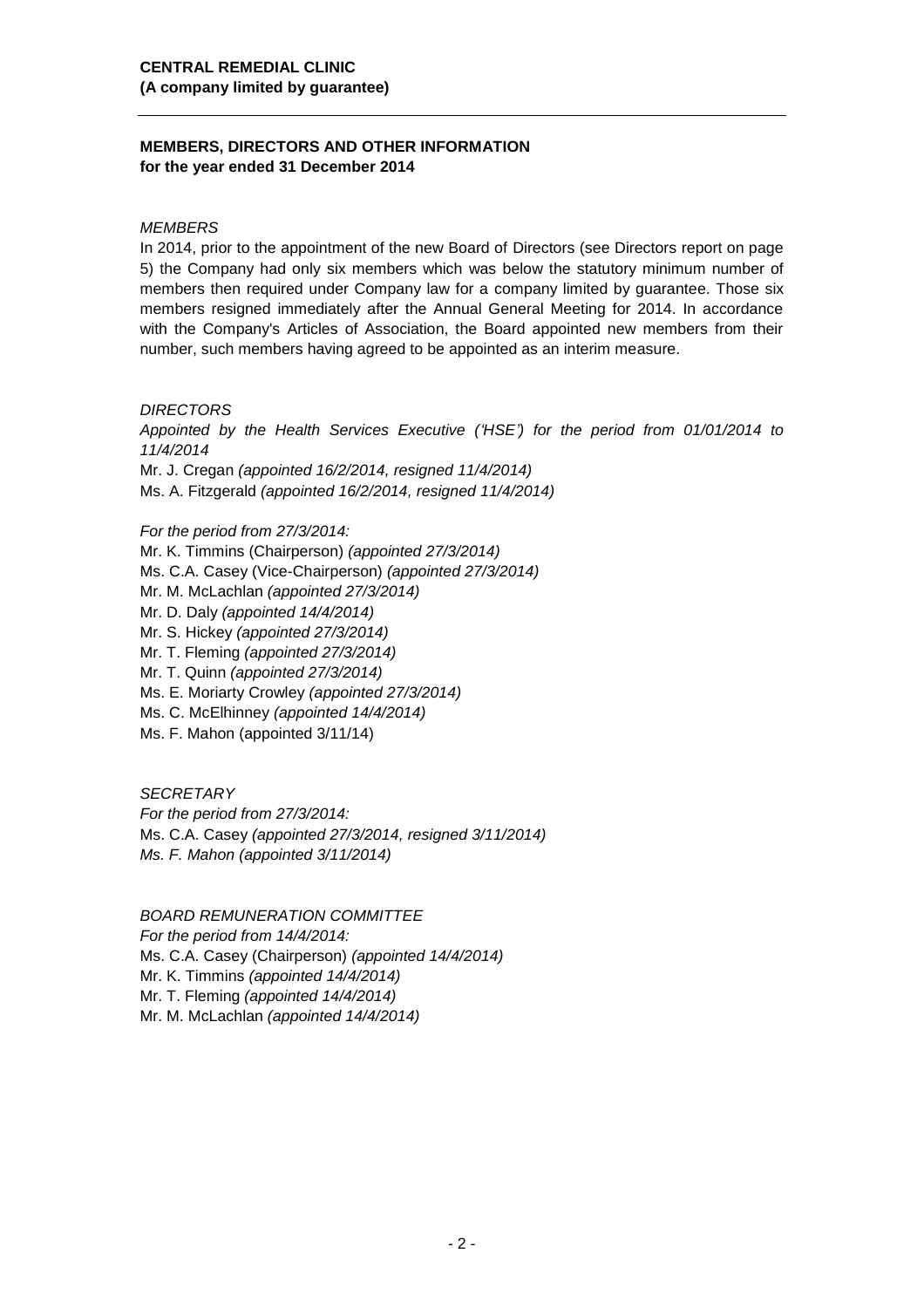**CENTRAL REMEDIAL CLINIC**
**(A company limited by guarantee)**

## MEMBERS, DIRECTORS AND OTHER INFORMATION
**for the year ended 31 December 2014**

*MEMBERS*

In 2014, prior to the appointment of the new Board of Directors (see Directors report on page 5) the Company had only six members which was below the statutory minimum number of members then required under Company law for a company limited by guarantee. Those six members resigned immediately after the Annual General Meeting for 2014. In accordance with the Company's Articles of Association, the Board appointed new members from their number, such members having agreed to be appointed as an interim measure.

*DIRECTORS*

*Appointed by the Health Services Executive ('HSE') for the period from 01/01/2014 to 11/4/2014*

Mr. J. Cregan *(appointed 16/2/2014, resigned 11/4/2014)*
Ms. A. Fitzgerald *(appointed 16/2/2014, resigned 11/4/2014)*

*For the period from 27/3/2014:*

Mr. K. Timmins (Chairperson) *(appointed 27/3/2014)*
Ms. C.A. Casey (Vice-Chairperson) *(appointed 27/3/2014)*
Mr. M. McLachlan *(appointed 27/3/2014)*
Mr. D. Daly *(appointed 14/4/2014)*
Mr. S. Hickey *(appointed 27/3/2014)*
Mr. T. Fleming *(appointed 27/3/2014)*
Mr. T. Quinn *(appointed 27/3/2014)*
Ms. E. Moriarty Crowley *(appointed 27/3/2014)*
Ms. C. McElhinney *(appointed 14/4/2014)*
Ms. F. Mahon (appointed 3/11/14)

*SECRETARY*

*For the period from 27/3/2014:*

Ms. C.A. Casey *(appointed 27/3/2014, resigned 3/11/2014)*
*Ms. F. Mahon (appointed 3/11/2014)*

*BOARD REMUNERATION COMMITTEE*

*For the period from 14/4/2014:*

Ms. C.A. Casey (Chairperson) *(appointed 14/4/2014)*
Mr. K. Timmins *(appointed 14/4/2014)*
Mr. T. Fleming *(appointed 14/4/2014)*
Mr. M. McLachlan *(appointed 14/4/2014)*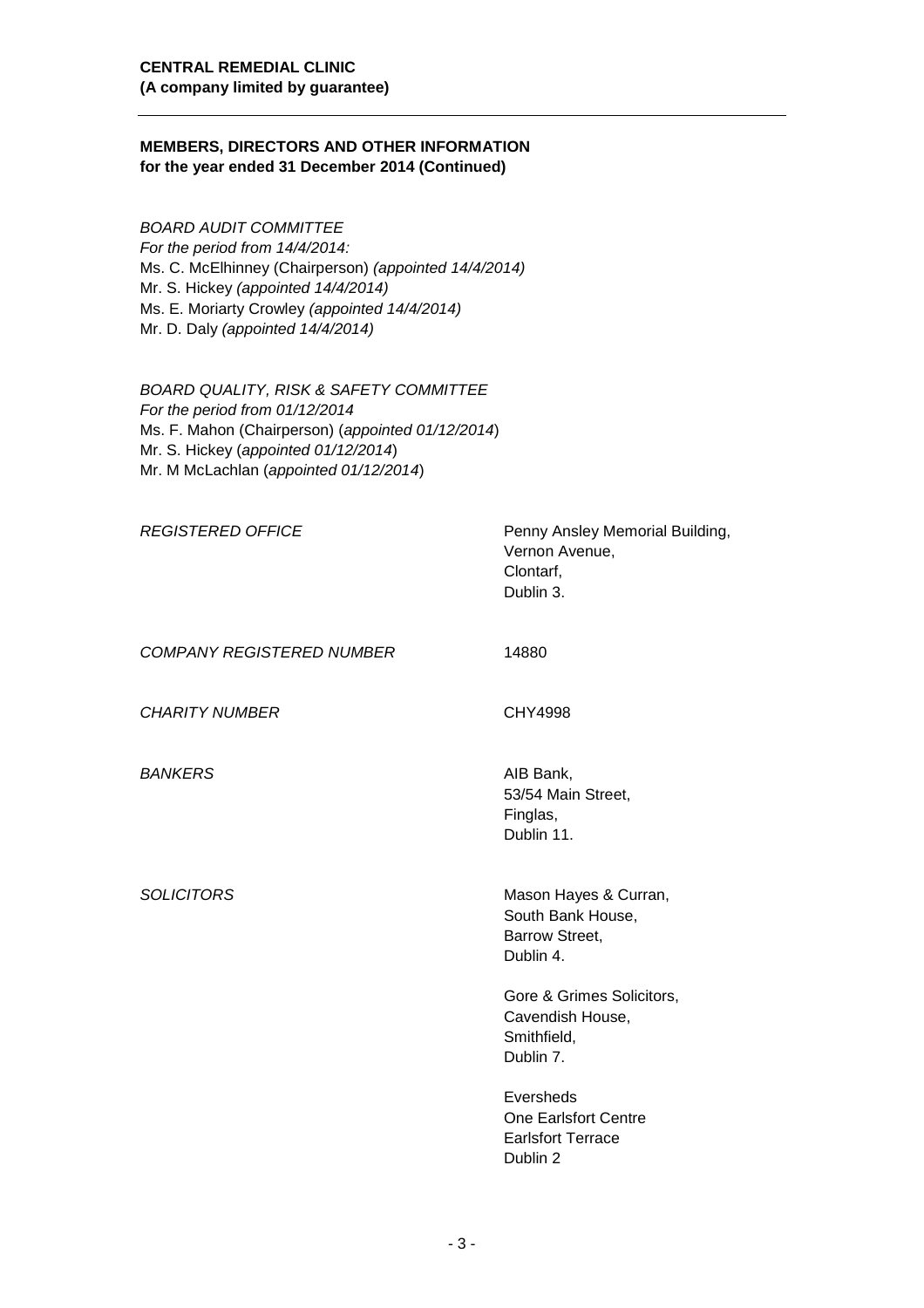**CENTRAL REMEDIAL CLINIC**
**(A company limited by guarantee)**

## MEMBERS, DIRECTORS AND OTHER INFORMATION
**for the year ended 31 December 2014 (Continued)**

*BOARD AUDIT COMMITTEE*
*For the period from 14/4/2014:*
Ms. C. McElhinney (Chairperson) *(appointed 14/4/2014)*
Mr. S. Hickey *(appointed 14/4/2014)*
Ms. E. Moriarty Crowley *(appointed 14/4/2014)*
Mr. D. Daly *(appointed 14/4/2014)*

*BOARD QUALITY, RISK & SAFETY COMMITTEE*
*For the period from 01/12/2014*
Ms. F. Mahon (Chairperson) (*appointed 01/12/2014*)
Mr. S. Hickey (*appointed 01/12/2014*)
Mr. M McLachlan (*appointed 01/12/2014*)

*REGISTERED OFFICE*
Penny Ansley Memorial Building,
Vernon Avenue,
Clontarf,
Dublin 3.

*COMPANY REGISTERED NUMBER*
14880

*CHARITY NUMBER*
CHY4998

*BANKERS*
AIB Bank,
53/54 Main Street,
Finglas,
Dublin 11.

*SOLICITORS*
Mason Hayes & Curran,
South Bank House,
Barrow Street,
Dublin 4.

Gore & Grimes Solicitors,
Cavendish House,
Smithfield,
Dublin 7.

Eversheds
One Earlsfort Centre
Earlsfort Terrace
Dublin 2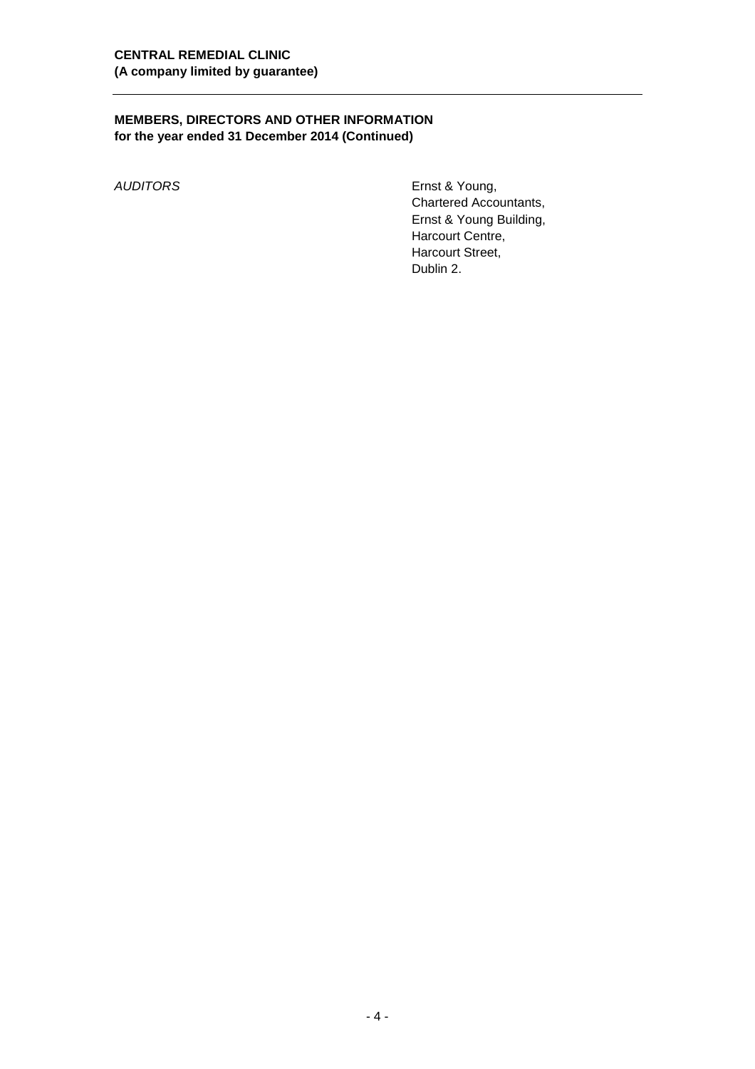**CENTRAL REMEDIAL CLINIC**
**(A company limited by guarantee)**

---

## MEMBERS, DIRECTORS AND OTHER INFORMATION
**for the year ended 31 December 2014 (Continued)**

*AUDITORS*

Ernst & Young,
Chartered Accountants,
Ernst & Young Building,
Harcourt Centre,
Harcourt Street,
Dublin 2.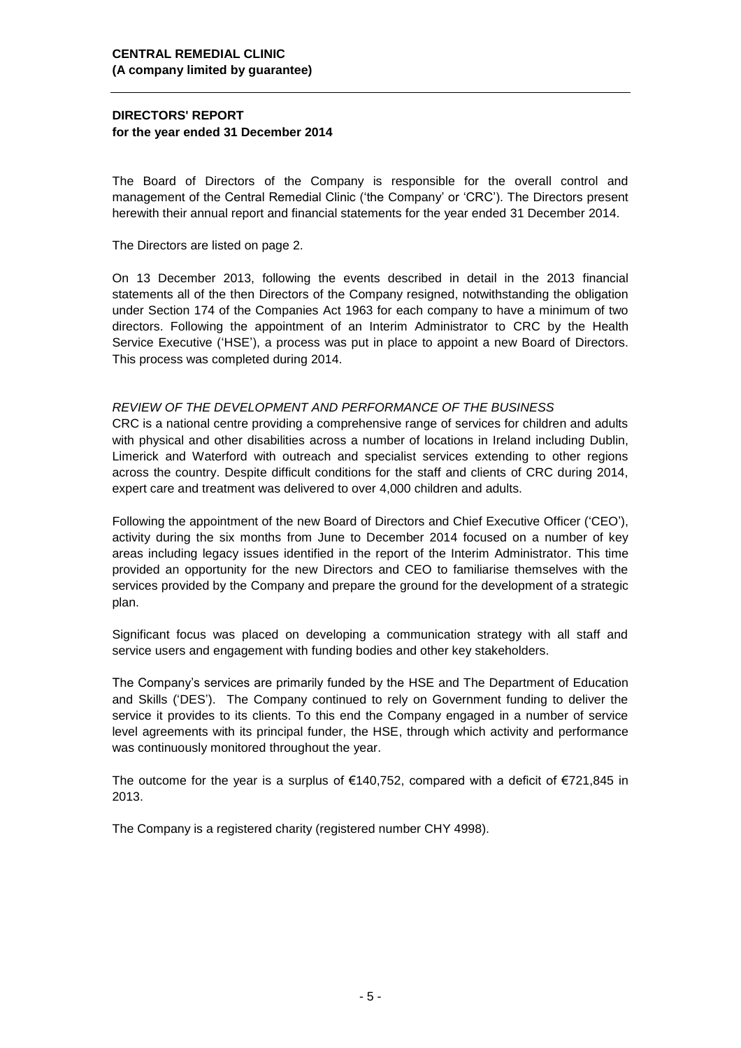**CENTRAL REMEDIAL CLINIC**
**(A company limited by guarantee)**

## DIRECTORS' REPORT
**for the year ended 31 December 2014**

The Board of Directors of the Company is responsible for the overall control and management of the Central Remedial Clinic ('the Company' or 'CRC'). The Directors present herewith their annual report and financial statements for the year ended 31 December 2014.

The Directors are listed on page 2.

On 13 December 2013, following the events described in detail in the 2013 financial statements all of the then Directors of the Company resigned, notwithstanding the obligation under Section 174 of the Companies Act 1963 for each company to have a minimum of two directors. Following the appointment of an Interim Administrator to CRC by the Health Service Executive ('HSE'), a process was put in place to appoint a new Board of Directors. This process was completed during 2014.

*REVIEW OF THE DEVELOPMENT AND PERFORMANCE OF THE BUSINESS*

CRC is a national centre providing a comprehensive range of services for children and adults with physical and other disabilities across a number of locations in Ireland including Dublin, Limerick and Waterford with outreach and specialist services extending to other regions across the country. Despite difficult conditions for the staff and clients of CRC during 2014, expert care and treatment was delivered to over 4,000 children and adults.

Following the appointment of the new Board of Directors and Chief Executive Officer ('CEO'), activity during the six months from June to December 2014 focused on a number of key areas including legacy issues identified in the report of the Interim Administrator. This time provided an opportunity for the new Directors and CEO to familiarise themselves with the services provided by the Company and prepare the ground for the development of a strategic plan.

Significant focus was placed on developing a communication strategy with all staff and service users and engagement with funding bodies and other key stakeholders.

The Company's services are primarily funded by the HSE and The Department of Education and Skills ('DES'). The Company continued to rely on Government funding to deliver the service it provides to its clients. To this end the Company engaged in a number of service level agreements with its principal funder, the HSE, through which activity and performance was continuously monitored throughout the year.

The outcome for the year is a surplus of €140,752, compared with a deficit of €721,845 in 2013.

The Company is a registered charity (registered number CHY 4998).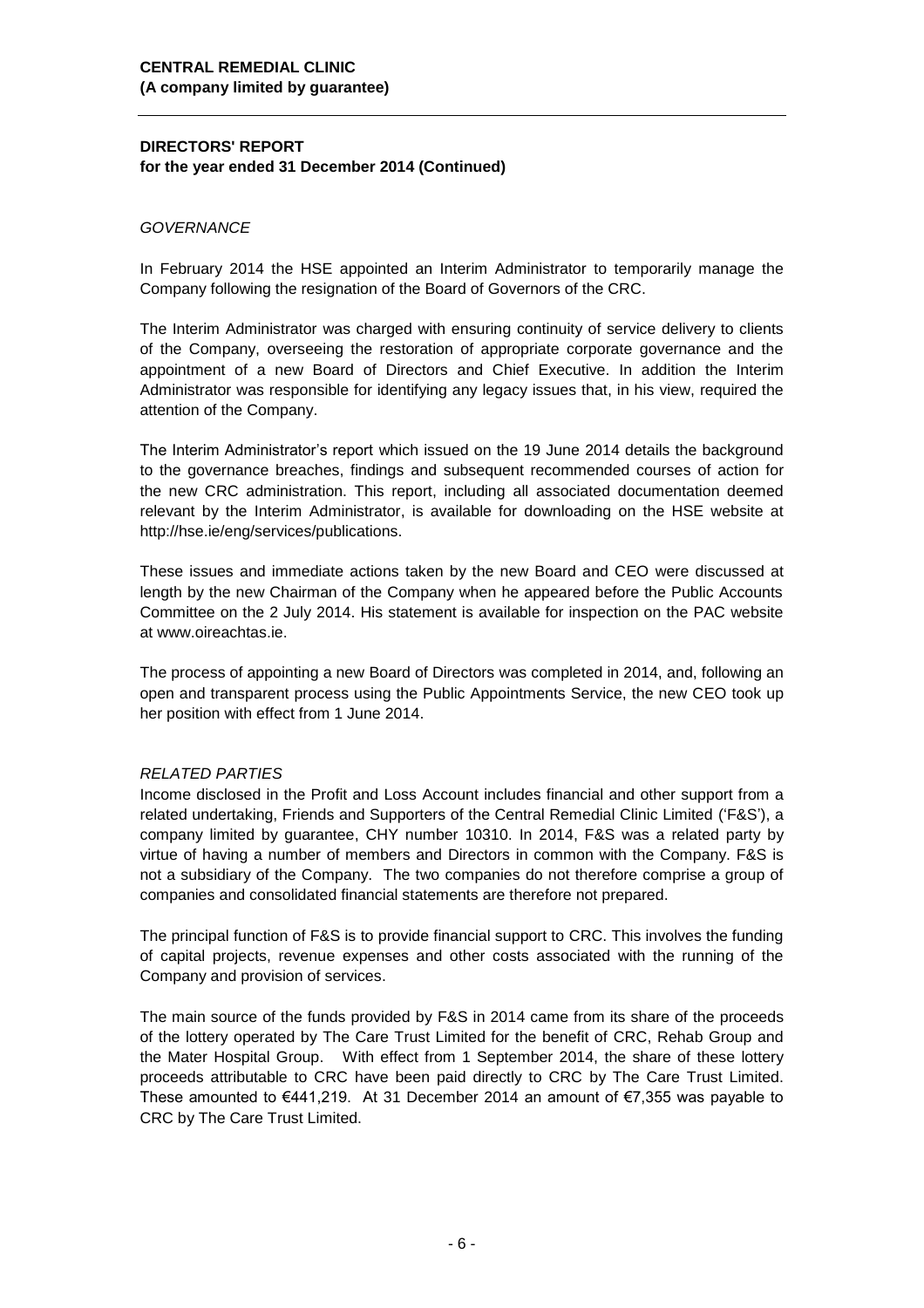**CENTRAL REMEDIAL CLINIC**
**(A company limited by guarantee)**

**DIRECTORS' REPORT**
**for the year ended 31 December 2014 (Continued)**

*GOVERNANCE*

In February 2014 the HSE appointed an Interim Administrator to temporarily manage the Company following the resignation of the Board of Governors of the CRC.

The Interim Administrator was charged with ensuring continuity of service delivery to clients of the Company, overseeing the restoration of appropriate corporate governance and the appointment of a new Board of Directors and Chief Executive. In addition the Interim Administrator was responsible for identifying any legacy issues that, in his view, required the attention of the Company.

The Interim Administrator's report which issued on the 19 June 2014 details the background to the governance breaches, findings and subsequent recommended courses of action for the new CRC administration. This report, including all associated documentation deemed relevant by the Interim Administrator, is available for downloading on the HSE website at http://hse.ie/eng/services/publications.

These issues and immediate actions taken by the new Board and CEO were discussed at length by the new Chairman of the Company when he appeared before the Public Accounts Committee on the 2 July 2014. His statement is available for inspection on the PAC website at www.oireachtas.ie.

The process of appointing a new Board of Directors was completed in 2014, and, following an open and transparent process using the Public Appointments Service, the new CEO took up her position with effect from 1 June 2014.

*RELATED PARTIES*

Income disclosed in the Profit and Loss Account includes financial and other support from a related undertaking, Friends and Supporters of the Central Remedial Clinic Limited ('F&S'), a company limited by guarantee, CHY number 10310. In 2014, F&S was a related party by virtue of having a number of members and Directors in common with the Company. F&S is not a subsidiary of the Company. The two companies do not therefore comprise a group of companies and consolidated financial statements are therefore not prepared.

The principal function of F&S is to provide financial support to CRC. This involves the funding of capital projects, revenue expenses and other costs associated with the running of the Company and provision of services.

The main source of the funds provided by F&S in 2014 came from its share of the proceeds of the lottery operated by The Care Trust Limited for the benefit of CRC, Rehab Group and the Mater Hospital Group. With effect from 1 September 2014, the share of these lottery proceeds attributable to CRC have been paid directly to CRC by The Care Trust Limited. These amounted to €441,219. At 31 December 2014 an amount of €7,355 was payable to CRC by The Care Trust Limited.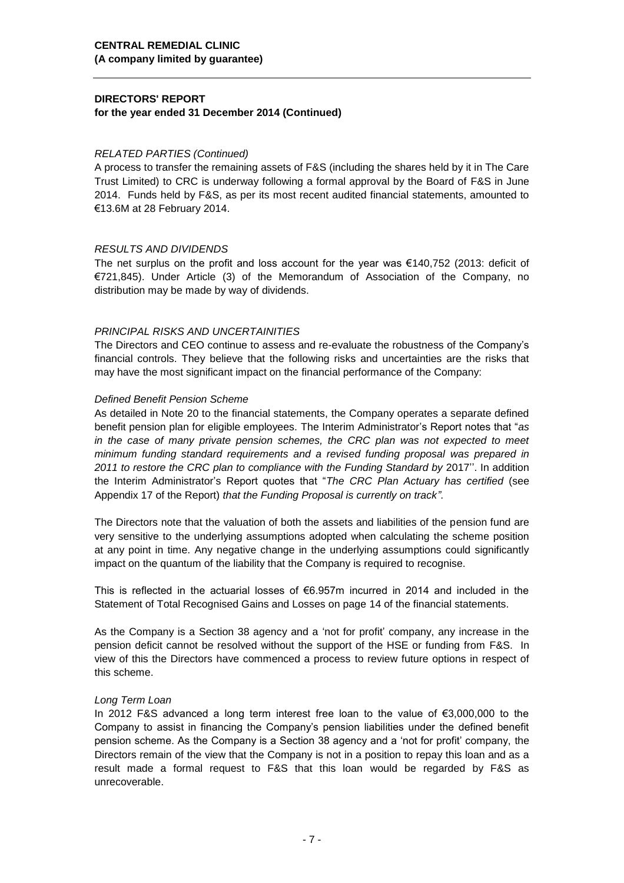## DIRECTORS' REPORT
**for the year ended 31 December 2014 (Continued)**

*RELATED PARTIES (Continued)*

A process to transfer the remaining assets of F&S (including the shares held by it in The Care Trust Limited) to CRC is underway following a formal approval by the Board of F&S in June 2014. Funds held by F&S, as per its most recent audited financial statements, amounted to €13.6M at 28 February 2014.

*RESULTS AND DIVIDENDS*

The net surplus on the profit and loss account for the year was €140,752 (2013: deficit of €721,845). Under Article (3) of the Memorandum of Association of the Company, no distribution may be made by way of dividends.

*PRINCIPAL RISKS AND UNCERTAINITIES*

The Directors and CEO continue to assess and re-evaluate the robustness of the Company's financial controls. They believe that the following risks and uncertainties are the risks that may have the most significant impact on the financial performance of the Company:

*Defined Benefit Pension Scheme*

As detailed in Note 20 to the financial statements, the Company operates a separate defined benefit pension plan for eligible employees. The Interim Administrator's Report notes that "*as in the case of many private pension schemes, the CRC plan was not expected to meet minimum funding standard requirements and a revised funding proposal was prepared in 2011 to restore the CRC plan to compliance with the Funding Standard by* 2017''. In addition the Interim Administrator's Report quotes that "*The CRC Plan Actuary has certified* (see Appendix 17 of the Report) *that the Funding Proposal is currently on track"*.

The Directors note that the valuation of both the assets and liabilities of the pension fund are very sensitive to the underlying assumptions adopted when calculating the scheme position at any point in time. Any negative change in the underlying assumptions could significantly impact on the quantum of the liability that the Company is required to recognise.

This is reflected in the actuarial losses of €6.957m incurred in 2014 and included in the Statement of Total Recognised Gains and Losses on page 14 of the financial statements.

As the Company is a Section 38 agency and a 'not for profit' company, any increase in the pension deficit cannot be resolved without the support of the HSE or funding from F&S. In view of this the Directors have commenced a process to review future options in respect of this scheme.

*Long Term Loan*

In 2012 F&S advanced a long term interest free loan to the value of €3,000,000 to the Company to assist in financing the Company's pension liabilities under the defined benefit pension scheme. As the Company is a Section 38 agency and a 'not for profit' company, the Directors remain of the view that the Company is not in a position to repay this loan and as a result made a formal request to F&S that this loan would be regarded by F&S as unrecoverable.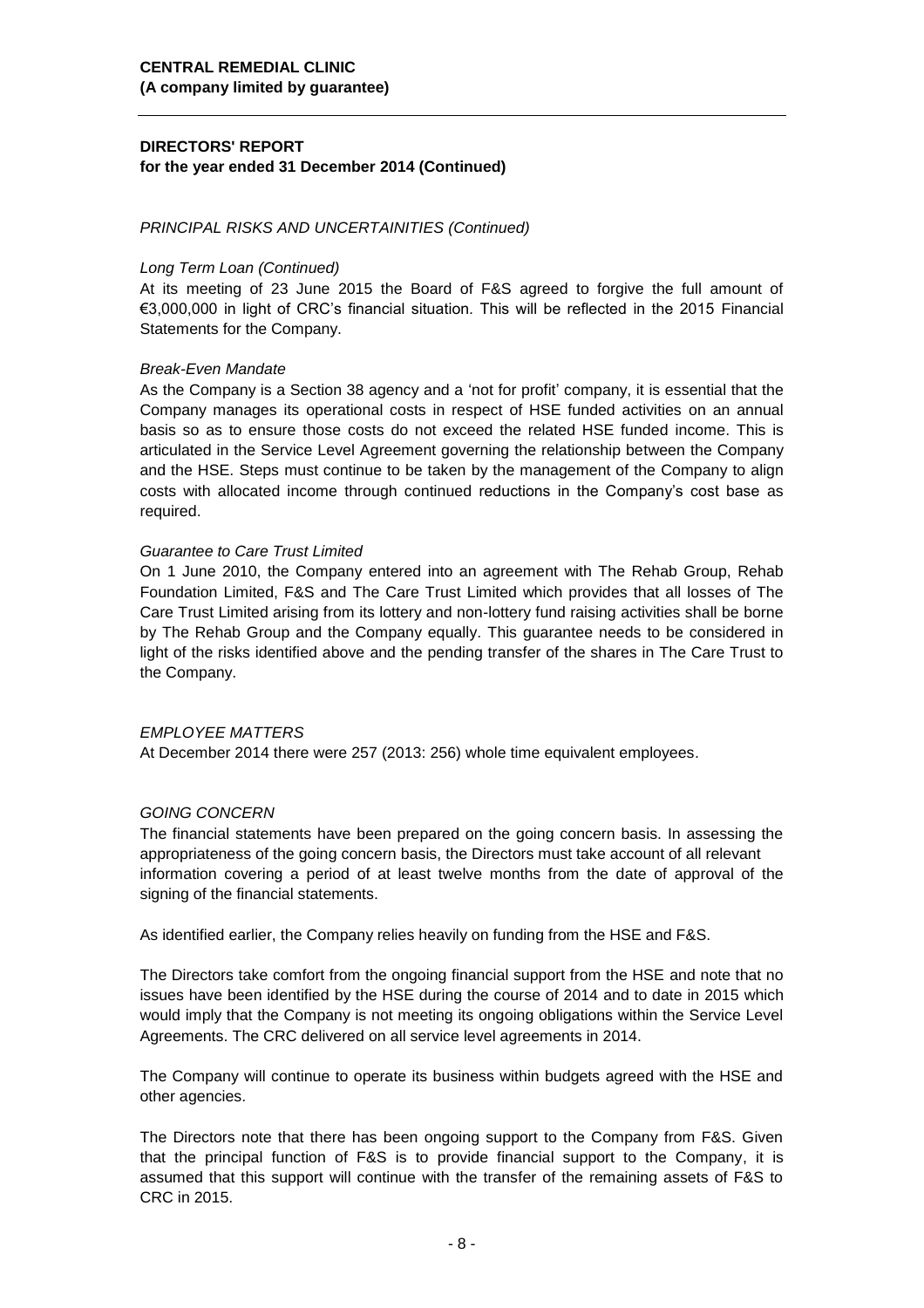**CENTRAL REMEDIAL CLINIC**
**(A company limited by guarantee)**

---

**DIRECTORS' REPORT**
**for the year ended 31 December 2014 (Continued)**

*PRINCIPAL RISKS AND UNCERTAINITIES (Continued)*

*Long Term Loan (Continued)*

At its meeting of 23 June 2015 the Board of F&S agreed to forgive the full amount of €3,000,000 in light of CRC's financial situation. This will be reflected in the 2015 Financial Statements for the Company.

*Break-Even Mandate*

As the Company is a Section 38 agency and a 'not for profit' company, it is essential that the Company manages its operational costs in respect of HSE funded activities on an annual basis so as to ensure those costs do not exceed the related HSE funded income. This is articulated in the Service Level Agreement governing the relationship between the Company and the HSE. Steps must continue to be taken by the management of the Company to align costs with allocated income through continued reductions in the Company's cost base as required.

*Guarantee to Care Trust Limited*

On 1 June 2010, the Company entered into an agreement with The Rehab Group, Rehab Foundation Limited, F&S and The Care Trust Limited which provides that all losses of The Care Trust Limited arising from its lottery and non-lottery fund raising activities shall be borne by The Rehab Group and the Company equally. This guarantee needs to be considered in light of the risks identified above and the pending transfer of the shares in The Care Trust to the Company.

*EMPLOYEE MATTERS*

At December 2014 there were 257 (2013: 256) whole time equivalent employees.

*GOING CONCERN*

The financial statements have been prepared on the going concern basis. In assessing the appropriateness of the going concern basis, the Directors must take account of all relevant information covering a period of at least twelve months from the date of approval of the signing of the financial statements.

As identified earlier, the Company relies heavily on funding from the HSE and F&S.

The Directors take comfort from the ongoing financial support from the HSE and note that no issues have been identified by the HSE during the course of 2014 and to date in 2015 which would imply that the Company is not meeting its ongoing obligations within the Service Level Agreements. The CRC delivered on all service level agreements in 2014.

The Company will continue to operate its business within budgets agreed with the HSE and other agencies.

The Directors note that there has been ongoing support to the Company from F&S. Given that the principal function of F&S is to provide financial support to the Company, it is assumed that this support will continue with the transfer of the remaining assets of F&S to CRC in 2015.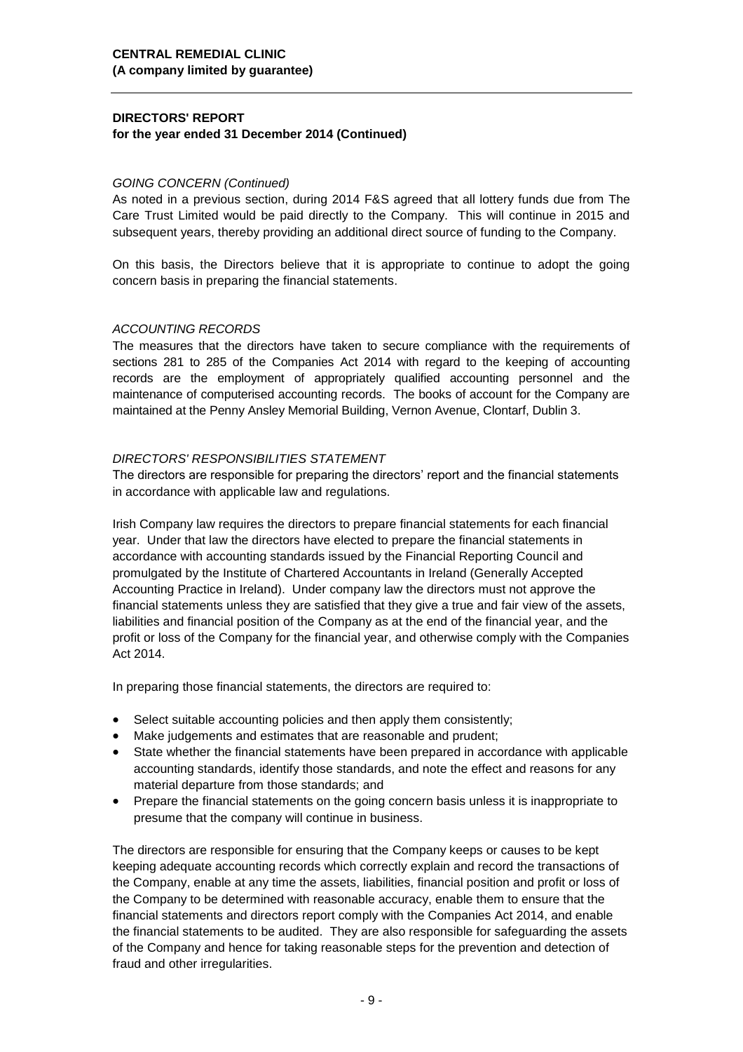**CENTRAL REMEDIAL CLINIC**
**(A company limited by guarantee)**

---

## DIRECTORS' REPORT
**for the year ended 31 December 2014 (Continued)**

*GOING CONCERN (Continued)*

As noted in a previous section, during 2014 F&S agreed that all lottery funds due from The Care Trust Limited would be paid directly to the Company. This will continue in 2015 and subsequent years, thereby providing an additional direct source of funding to the Company.

On this basis, the Directors believe that it is appropriate to continue to adopt the going concern basis in preparing the financial statements.

*ACCOUNTING RECORDS*

The measures that the directors have taken to secure compliance with the requirements of sections 281 to 285 of the Companies Act 2014 with regard to the keeping of accounting records are the employment of appropriately qualified accounting personnel and the maintenance of computerised accounting records. The books of account for the Company are maintained at the Penny Ansley Memorial Building, Vernon Avenue, Clontarf, Dublin 3.

*DIRECTORS' RESPONSIBILITIES STATEMENT*

The directors are responsible for preparing the directors' report and the financial statements in accordance with applicable law and regulations.

Irish Company law requires the directors to prepare financial statements for each financial year. Under that law the directors have elected to prepare the financial statements in accordance with accounting standards issued by the Financial Reporting Council and promulgated by the Institute of Chartered Accountants in Ireland (Generally Accepted Accounting Practice in Ireland). Under company law the directors must not approve the financial statements unless they are satisfied that they give a true and fair view of the assets, liabilities and financial position of the Company as at the end of the financial year, and the profit or loss of the Company for the financial year, and otherwise comply with the Companies Act 2014.

In preparing those financial statements, the directors are required to:

- Select suitable accounting policies and then apply them consistently;
- Make judgements and estimates that are reasonable and prudent;
- State whether the financial statements have been prepared in accordance with applicable accounting standards, identify those standards, and note the effect and reasons for any material departure from those standards; and
- Prepare the financial statements on the going concern basis unless it is inappropriate to presume that the company will continue in business.

The directors are responsible for ensuring that the Company keeps or causes to be kept keeping adequate accounting records which correctly explain and record the transactions of the Company, enable at any time the assets, liabilities, financial position and profit or loss of the Company to be determined with reasonable accuracy, enable them to ensure that the financial statements and directors report comply with the Companies Act 2014, and enable the financial statements to be audited. They are also responsible for safeguarding the assets of the Company and hence for taking reasonable steps for the prevention and detection of fraud and other irregularities.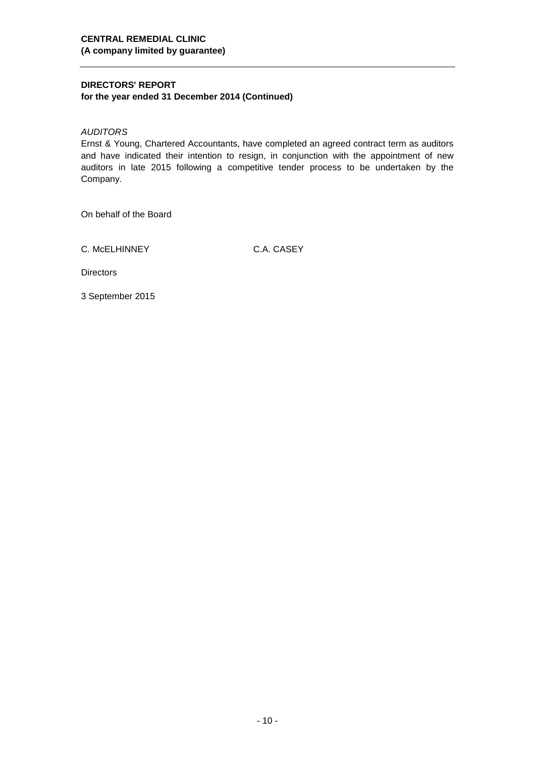**CENTRAL REMEDIAL CLINIC**
**(A company limited by guarantee)**

## DIRECTORS' REPORT
**for the year ended 31 December 2014 (Continued)**

*AUDITORS*

Ernst & Young, Chartered Accountants, have completed an agreed contract term as auditors and have indicated their intention to resign, in conjunction with the appointment of new auditors in late 2015 following a competitive tender process to be undertaken by the Company.

On behalf of the Board

C. McELHINNEY C.A. CASEY

Directors

3 September 2015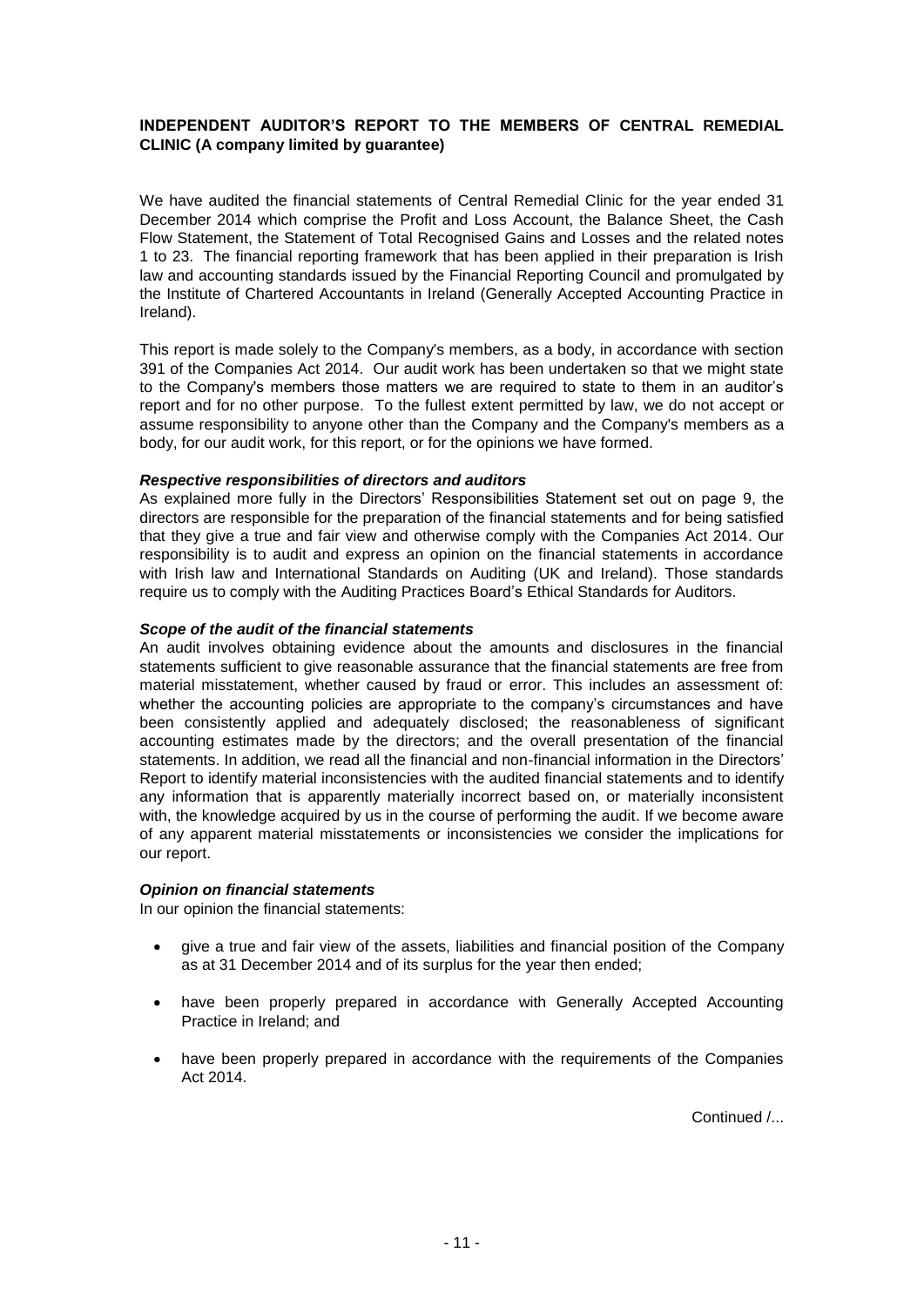**INDEPENDENT AUDITOR'S REPORT TO THE MEMBERS OF CENTRAL REMEDIAL CLINIC (A company limited by guarantee)**

We have audited the financial statements of Central Remedial Clinic for the year ended 31 December 2014 which comprise the Profit and Loss Account, the Balance Sheet, the Cash Flow Statement, the Statement of Total Recognised Gains and Losses and the related notes 1 to 23. The financial reporting framework that has been applied in their preparation is Irish law and accounting standards issued by the Financial Reporting Council and promulgated by the Institute of Chartered Accountants in Ireland (Generally Accepted Accounting Practice in Ireland).

This report is made solely to the Company's members, as a body, in accordance with section 391 of the Companies Act 2014. Our audit work has been undertaken so that we might state to the Company's members those matters we are required to state to them in an auditor's report and for no other purpose. To the fullest extent permitted by law, we do not accept or assume responsibility to anyone other than the Company and the Company's members as a body, for our audit work, for this report, or for the opinions we have formed.

***Respective responsibilities of directors and auditors***

As explained more fully in the Directors' Responsibilities Statement set out on page 9, the directors are responsible for the preparation of the financial statements and for being satisfied that they give a true and fair view and otherwise comply with the Companies Act 2014. Our responsibility is to audit and express an opinion on the financial statements in accordance with Irish law and International Standards on Auditing (UK and Ireland). Those standards require us to comply with the Auditing Practices Board's Ethical Standards for Auditors.

***Scope of the audit of the financial statements***

An audit involves obtaining evidence about the amounts and disclosures in the financial statements sufficient to give reasonable assurance that the financial statements are free from material misstatement, whether caused by fraud or error. This includes an assessment of: whether the accounting policies are appropriate to the company's circumstances and have been consistently applied and adequately disclosed; the reasonableness of significant accounting estimates made by the directors; and the overall presentation of the financial statements. In addition, we read all the financial and non-financial information in the Directors' Report to identify material inconsistencies with the audited financial statements and to identify any information that is apparently materially incorrect based on, or materially inconsistent with, the knowledge acquired by us in the course of performing the audit. If we become aware of any apparent material misstatements or inconsistencies we consider the implications for our report.

***Opinion on financial statements***

In our opinion the financial statements:

- give a true and fair view of the assets, liabilities and financial position of the Company as at 31 December 2014 and of its surplus for the year then ended;
- have been properly prepared in accordance with Generally Accepted Accounting Practice in Ireland; and
- have been properly prepared in accordance with the requirements of the Companies Act 2014.

Continued /...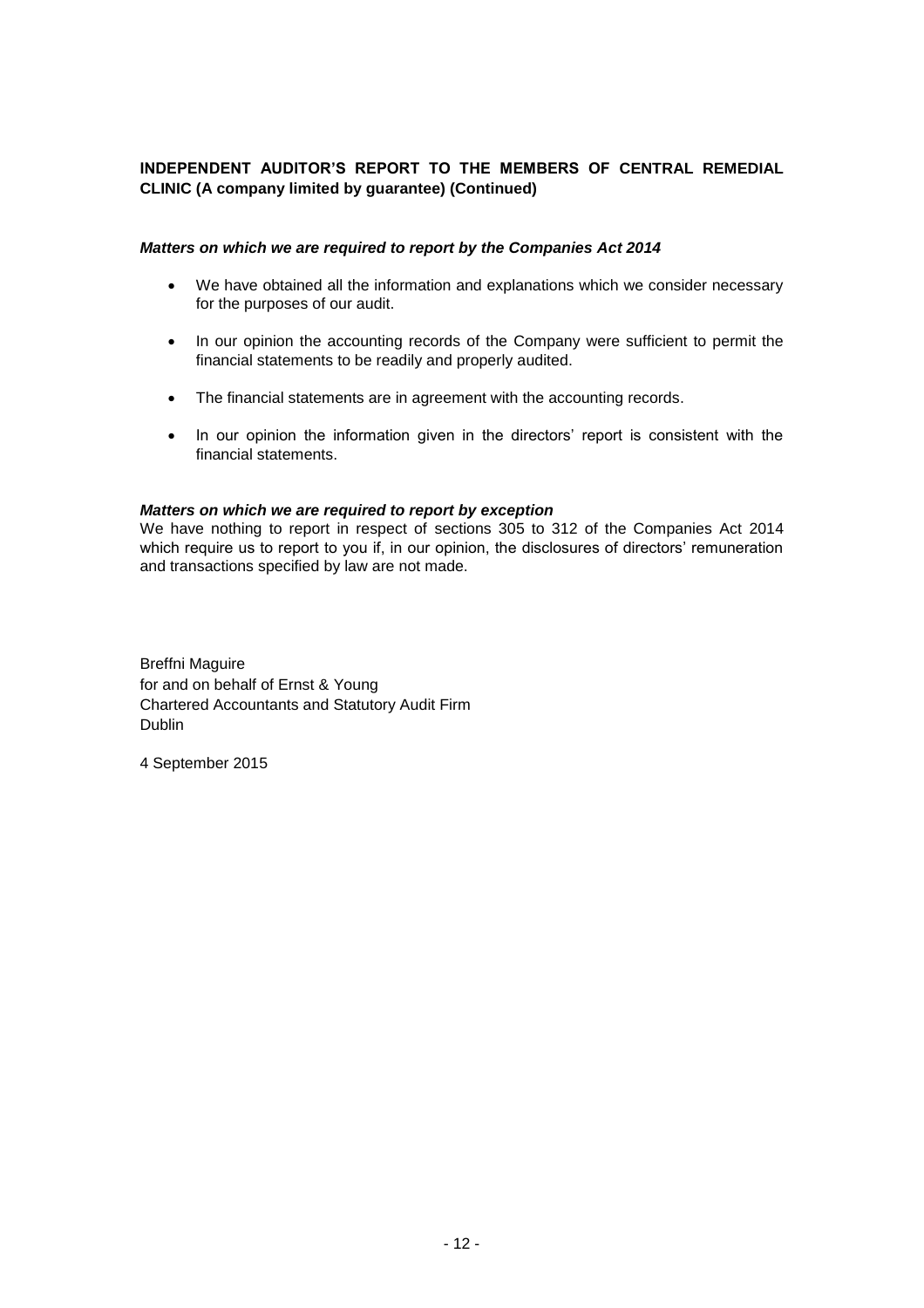**INDEPENDENT AUDITOR'S REPORT TO THE MEMBERS OF CENTRAL REMEDIAL CLINIC (A company limited by guarantee) (Continued)**

***Matters on which we are required to report by the Companies Act 2014***

- We have obtained all the information and explanations which we consider necessary for the purposes of our audit.
- In our opinion the accounting records of the Company were sufficient to permit the financial statements to be readily and properly audited.
- The financial statements are in agreement with the accounting records.
- In our opinion the information given in the directors' report is consistent with the financial statements.

***Matters on which we are required to report by exception***

We have nothing to report in respect of sections 305 to 312 of the Companies Act 2014 which require us to report to you if, in our opinion, the disclosures of directors' remuneration and transactions specified by law are not made.

Breffni Maguire
for and on behalf of Ernst & Young
Chartered Accountants and Statutory Audit Firm
Dublin

4 September 2015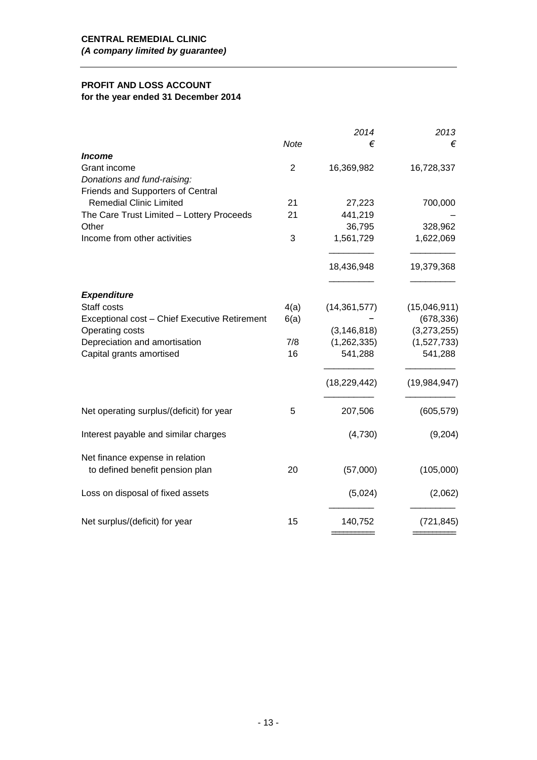**CENTRAL REMEDIAL CLINIC**
***(A company limited by guarantee)***

## PROFIT AND LOSS ACCOUNT
**for the year ended 31 December 2014**

| | Note | *2014* € | *2013* € |
|---|---|---|---|
| ***Income*** | | | |
| Grant income | 2 | 16,369,982 | 16,728,337 |
| *Donations and fund-raising:* | | | |
| Friends and Supporters of Central Remedial Clinic Limited | 21 | 27,223 | 700,000 |
| The Care Trust Limited – Lottery Proceeds | 21 | 441,219 | – |
| Other | | 36,795 | 328,962 |
| Income from other activities | 3 | 1,561,729 | 1,622,069 |
| | | 18,436,948 | 19,379,368 |
| ***Expenditure*** | | | |
| Staff costs | 4(a) | (14,361,577) | (15,046,911) |
| Exceptional cost – Chief Executive Retirement | 6(a) | – | (678,336) |
| Operating costs | | (3,146,818) | (3,273,255) |
| Depreciation and amortisation | 7/8 | (1,262,335) | (1,527,733) |
| Capital grants amortised | 16 | 541,288 | 541,288 |
| | | (18,229,442) | (19,984,947) |
| Net operating surplus/(deficit) for year | 5 | 207,506 | (605,579) |
| Interest payable and similar charges | | (4,730) | (9,204) |
| Net finance expense in relation to defined benefit pension plan | 20 | (57,000) | (105,000) |
| Loss on disposal of fixed assets | | (5,024) | (2,062) |
| Net surplus/(deficit) for year | 15 | 140,752 | (721,845) |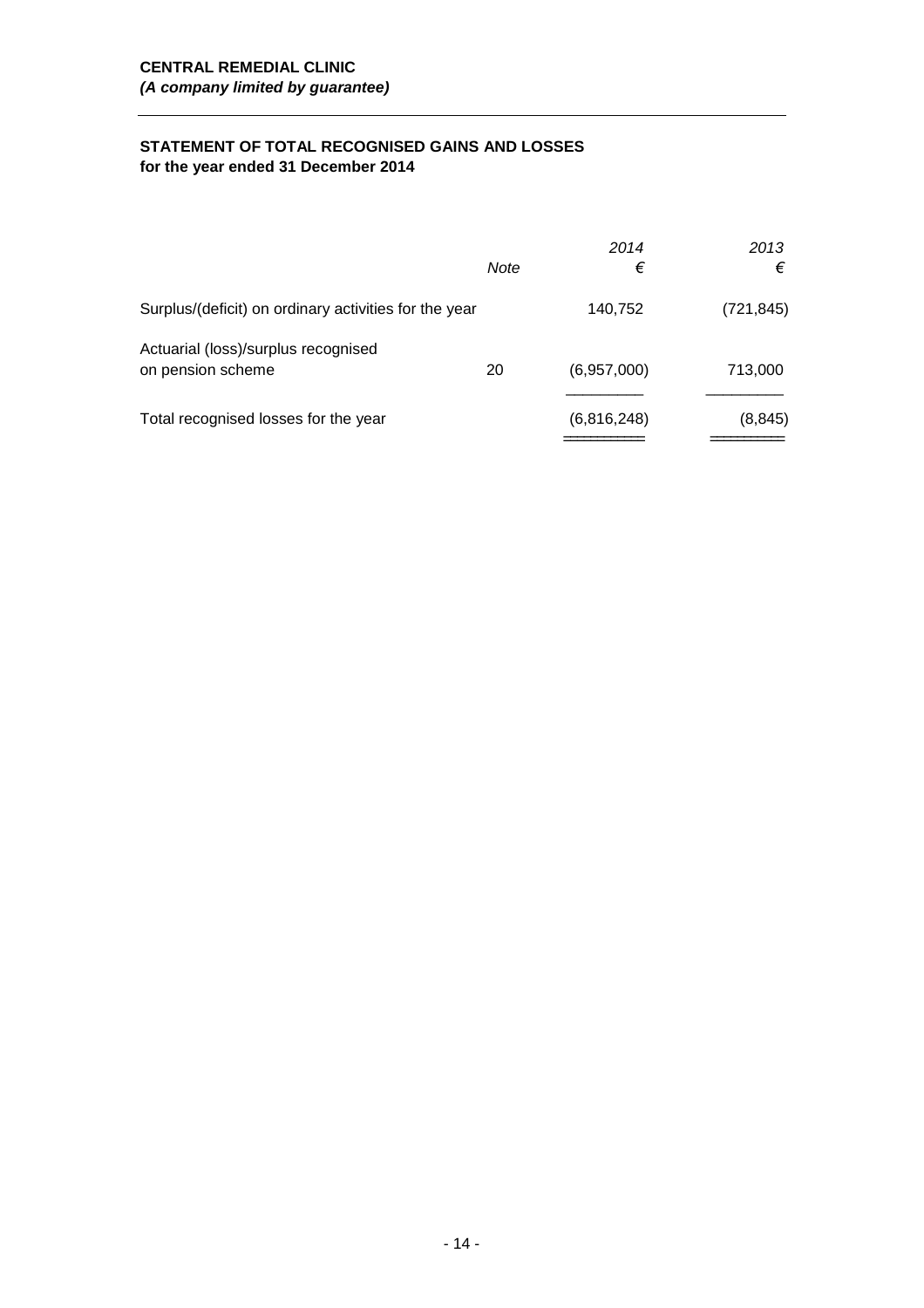**CENTRAL REMEDIAL CLINIC**
***(A company limited by guarantee)***

## STATEMENT OF TOTAL RECOGNISED GAINS AND LOSSES
**for the year ended 31 December 2014**

| | *Note* | *2014* € | *2013* € |
|---|---|---|---|
| Surplus/(deficit) on ordinary activities for the year | | 140,752 | (721,845) |
| Actuarial (loss)/surplus recognised on pension scheme | 20 | (6,957,000) | 713,000 |
| Total recognised losses for the year | | (6,816,248) | (8,845) |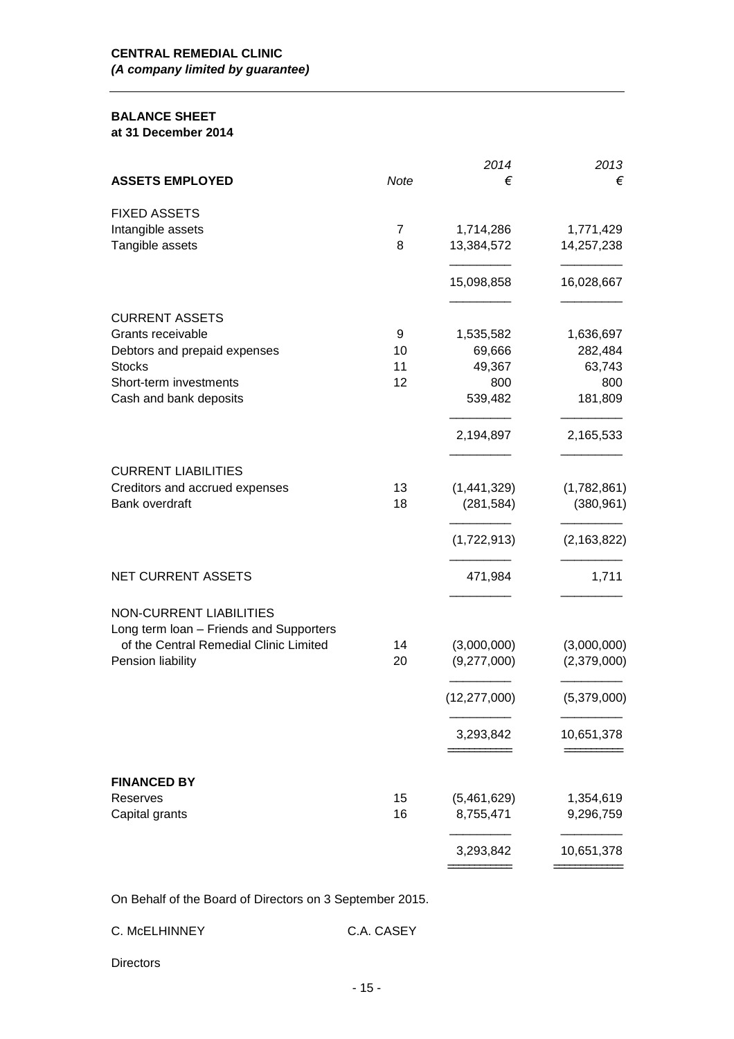**CENTRAL REMEDIAL CLINIC**
***(A company limited by guarantee)***

## BALANCE SHEET
**at 31 December 2014**

| **ASSETS EMPLOYED** | *Note* | *2014* *€* | *2013* *€* |
|---|---|---|---|
| FIXED ASSETS | | | |
| Intangible assets | 7 | 1,714,286 | 1,771,429 |
| Tangible assets | 8 | 13,384,572 | 14,257,238 |
| | | 15,098,858 | 16,028,667 |
| CURRENT ASSETS | | | |
| Grants receivable | 9 | 1,535,582 | 1,636,697 |
| Debtors and prepaid expenses | 10 | 69,666 | 282,484 |
| Stocks | 11 | 49,367 | 63,743 |
| Short-term investments | 12 | 800 | 800 |
| Cash and bank deposits | | 539,482 | 181,809 |
| | | 2,194,897 | 2,165,533 |
| CURRENT LIABILITIES | | | |
| Creditors and accrued expenses | 13 | (1,441,329) | (1,782,861) |
| Bank overdraft | 18 | (281,584) | (380,961) |
| | | (1,722,913) | (2,163,822) |
| NET CURRENT ASSETS | | 471,984 | 1,711 |
| NON-CURRENT LIABILITIES | | | |
| Long term loan – Friends and Supporters of the Central Remedial Clinic Limited | 14 | (3,000,000) | (3,000,000) |
| Pension liability | 20 | (9,277,000) | (2,379,000) |
| | | (12,277,000) | (5,379,000) |
| | | 3,293,842 | 10,651,378 |
| **FINANCED BY** | | | |
| Reserves | 15 | (5,461,629) | 1,354,619 |
| Capital grants | 16 | 8,755,471 | 9,296,759 |
| | | 3,293,842 | 10,651,378 |

On Behalf of the Board of Directors on 3 September 2015.

C. McELHINNEY C.A. CASEY

Directors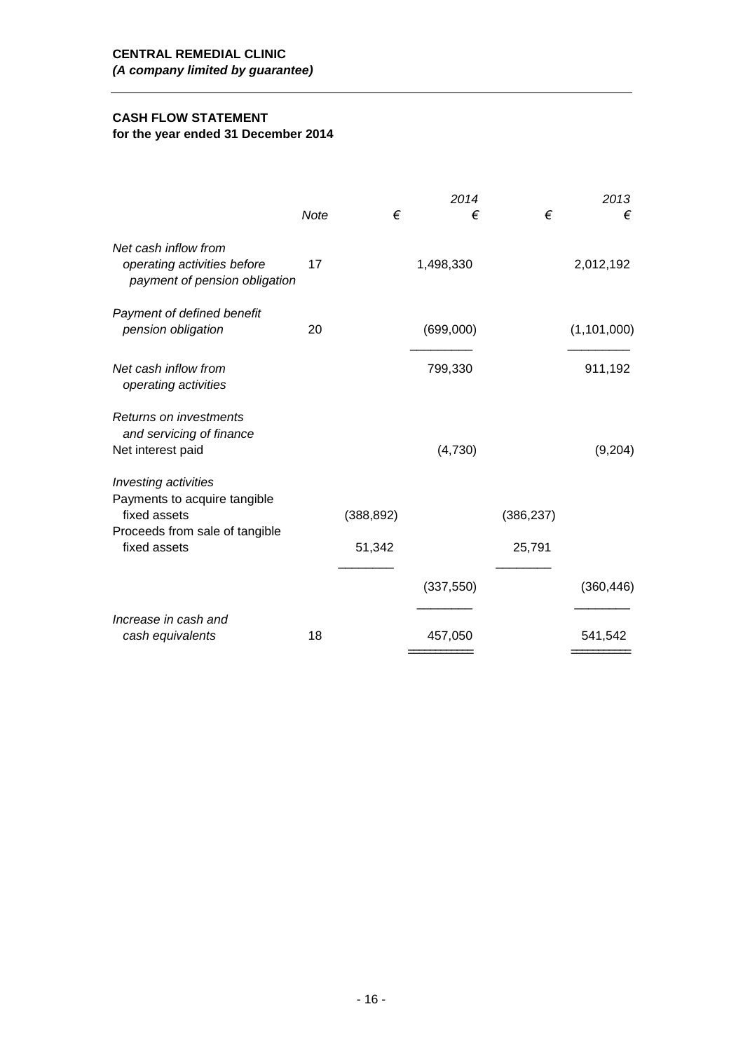**CENTRAL REMEDIAL CLINIC**
***(A company limited by guarantee)***

## CASH FLOW STATEMENT
**for the year ended 31 December 2014**

| | *Note* | € | *2014* € | € | *2013* € |
|---|---|---|---|---|---|
| *Net cash inflow from operating activities before payment of pension obligation* | 17 | | 1,498,330 | | 2,012,192 |
| *Payment of defined benefit pension obligation* | 20 | | (699,000) | | (1,101,000) |
| *Net cash inflow from operating activities* | | | 799,330 | | 911,192 |
| *Returns on investments and servicing of finance* | | | | | |
| Net interest paid | | | (4,730) | | (9,204) |
| *Investing activities* | | | | | |
| Payments to acquire tangible fixed assets | | (388,892) | | (386,237) | |
| Proceeds from sale of tangible fixed assets | | 51,342 | | 25,791 | |
| | | | (337,550) | | (360,446) |
| *Increase in cash and cash equivalents* | 18 | | 457,050 | | 541,542 |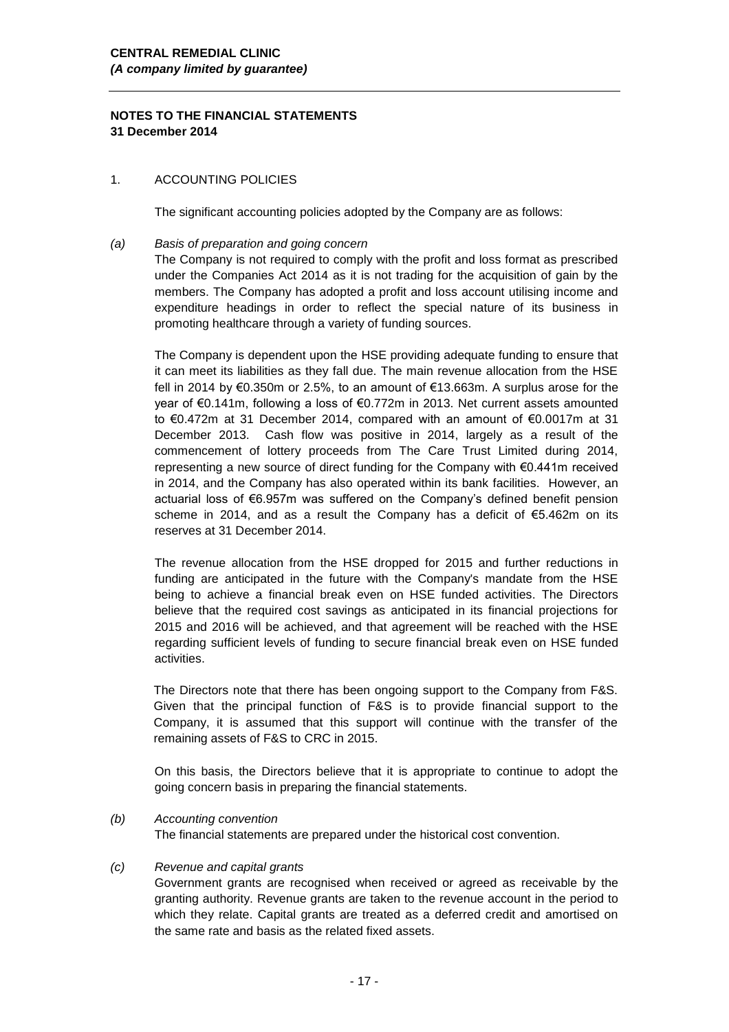**CENTRAL REMEDIAL CLINIC**
***(A company limited by guarantee)***

**NOTES TO THE FINANCIAL STATEMENTS**
**31 December 2014**

1. ACCOUNTING POLICIES

The significant accounting policies adopted by the Company are as follows:

*(a) Basis of preparation and going concern*

The Company is not required to comply with the profit and loss format as prescribed under the Companies Act 2014 as it is not trading for the acquisition of gain by the members. The Company has adopted a profit and loss account utilising income and expenditure headings in order to reflect the special nature of its business in promoting healthcare through a variety of funding sources.

The Company is dependent upon the HSE providing adequate funding to ensure that it can meet its liabilities as they fall due. The main revenue allocation from the HSE fell in 2014 by €0.350m or 2.5%, to an amount of €13.663m. A surplus arose for the year of €0.141m, following a loss of €0.772m in 2013. Net current assets amounted to €0.472m at 31 December 2014, compared with an amount of €0.0017m at 31 December 2013. Cash flow was positive in 2014, largely as a result of the commencement of lottery proceeds from The Care Trust Limited during 2014, representing a new source of direct funding for the Company with €0.441m received in 2014, and the Company has also operated within its bank facilities. However, an actuarial loss of €6.957m was suffered on the Company's defined benefit pension scheme in 2014, and as a result the Company has a deficit of €5.462m on its reserves at 31 December 2014.

The revenue allocation from the HSE dropped for 2015 and further reductions in funding are anticipated in the future with the Company's mandate from the HSE being to achieve a financial break even on HSE funded activities. The Directors believe that the required cost savings as anticipated in its financial projections for 2015 and 2016 will be achieved, and that agreement will be reached with the HSE regarding sufficient levels of funding to secure financial break even on HSE funded activities.

The Directors note that there has been ongoing support to the Company from F&S. Given that the principal function of F&S is to provide financial support to the Company, it is assumed that this support will continue with the transfer of the remaining assets of F&S to CRC in 2015.

On this basis, the Directors believe that it is appropriate to continue to adopt the going concern basis in preparing the financial statements.

*(b) Accounting convention*

The financial statements are prepared under the historical cost convention.

*(c) Revenue and capital grants*

Government grants are recognised when received or agreed as receivable by the granting authority. Revenue grants are taken to the revenue account in the period to which they relate. Capital grants are treated as a deferred credit and amortised on the same rate and basis as the related fixed assets.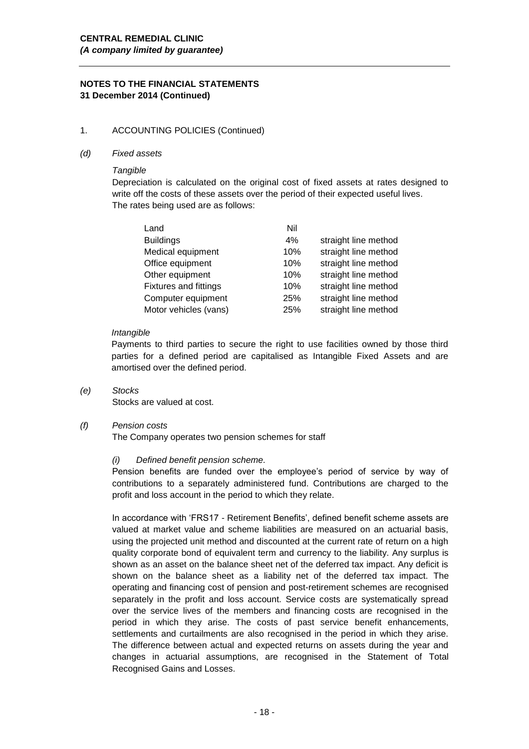**CENTRAL REMEDIAL CLINIC**
***(A company limited by guarantee)***

**NOTES TO THE FINANCIAL STATEMENTS**
**31 December 2014 (Continued)**

1. ACCOUNTING POLICIES (Continued)

*(d) Fixed assets*

*Tangible*

Depreciation is calculated on the original cost of fixed assets at rates designed to write off the costs of these assets over the period of their expected useful lives.
The rates being used are as follows:

| | | |
|---|---|---|
| Land | Nil | |
| Buildings | 4% | straight line method |
| Medical equipment | 10% | straight line method |
| Office equipment | 10% | straight line method |
| Other equipment | 10% | straight line method |
| Fixtures and fittings | 10% | straight line method |
| Computer equipment | 25% | straight line method |
| Motor vehicles (vans) | 25% | straight line method |

*Intangible*

Payments to third parties to secure the right to use facilities owned by those third parties for a defined period are capitalised as Intangible Fixed Assets and are amortised over the defined period.

*(e) Stocks*

Stocks are valued at cost.

*(f) Pension costs*

The Company operates two pension schemes for staff

*(i) Defined benefit pension scheme.*

Pension benefits are funded over the employee's period of service by way of contributions to a separately administered fund. Contributions are charged to the profit and loss account in the period to which they relate.

In accordance with 'FRS17 - Retirement Benefits', defined benefit scheme assets are valued at market value and scheme liabilities are measured on an actuarial basis, using the projected unit method and discounted at the current rate of return on a high quality corporate bond of equivalent term and currency to the liability. Any surplus is shown as an asset on the balance sheet net of the deferred tax impact. Any deficit is shown on the balance sheet as a liability net of the deferred tax impact. The operating and financing cost of pension and post-retirement schemes are recognised separately in the profit and loss account. Service costs are systematically spread over the service lives of the members and financing costs are recognised in the period in which they arise. The costs of past service benefit enhancements, settlements and curtailments are also recognised in the period in which they arise. The difference between actual and expected returns on assets during the year and changes in actuarial assumptions, are recognised in the Statement of Total Recognised Gains and Losses.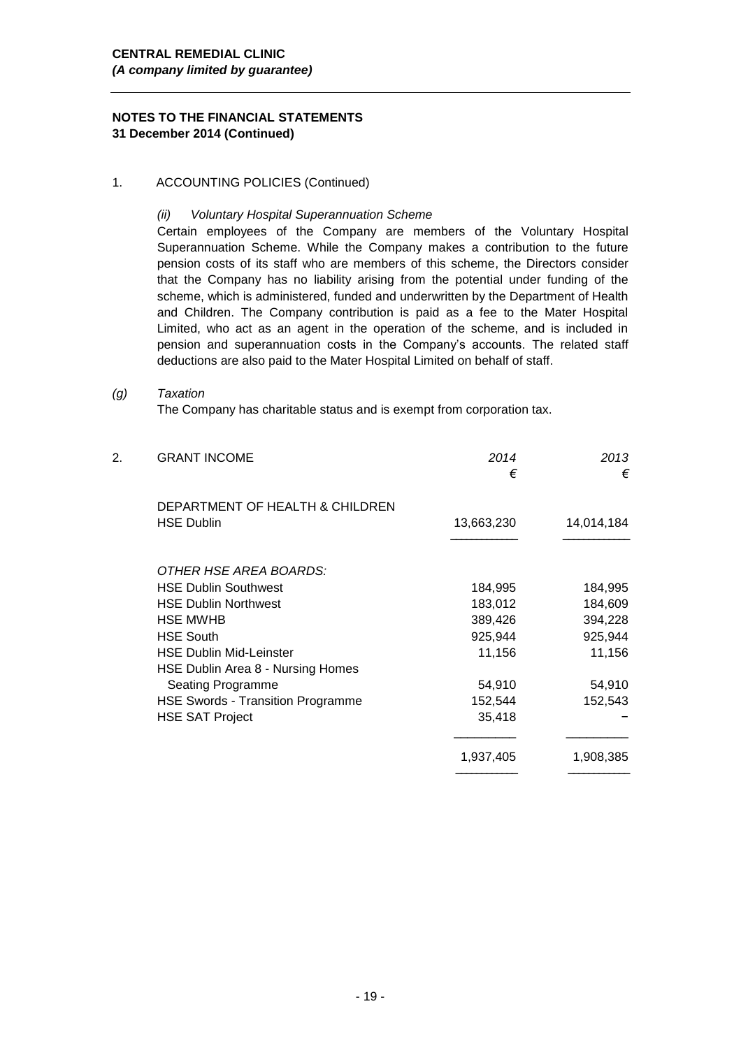**CENTRAL REMEDIAL CLINIC**
***(A company limited by guarantee)***

**NOTES TO THE FINANCIAL STATEMENTS**
**31 December 2014 (Continued)**

1. ACCOUNTING POLICIES (Continued)

*(ii) Voluntary Hospital Superannuation Scheme*

Certain employees of the Company are members of the Voluntary Hospital Superannuation Scheme. While the Company makes a contribution to the future pension costs of its staff who are members of this scheme, the Directors consider that the Company has no liability arising from the potential under funding of the scheme, which is administered, funded and underwritten by the Department of Health and Children. The Company contribution is paid as a fee to the Mater Hospital Limited, who act as an agent in the operation of the scheme, and is included in pension and superannuation costs in the Company's accounts. The related staff deductions are also paid to the Mater Hospital Limited on behalf of staff.

*(g) Taxation*

The Company has charitable status and is exempt from corporation tax.

2. GRANT INCOME

| | *2014* € | *2013* € |
|---|---|---|
| DEPARTMENT OF HEALTH & CHILDREN | | |
| HSE Dublin | 13,663,230 | 14,014,184 |
| | | |
| *OTHER HSE AREA BOARDS:* | | |
| HSE Dublin Southwest | 184,995 | 184,995 |
| HSE Dublin Northwest | 183,012 | 184,609 |
| HSE MWHB | 389,426 | 394,228 |
| HSE South | 925,944 | 925,944 |
| HSE Dublin Mid-Leinster | 11,156 | 11,156 |
| HSE Dublin Area 8 - Nursing Homes Seating Programme | 54,910 | 54,910 |
| HSE Swords - Transition Programme | 152,544 | 152,543 |
| HSE SAT Project | 35,418 | – |
| | 1,937,405 | 1,908,385 |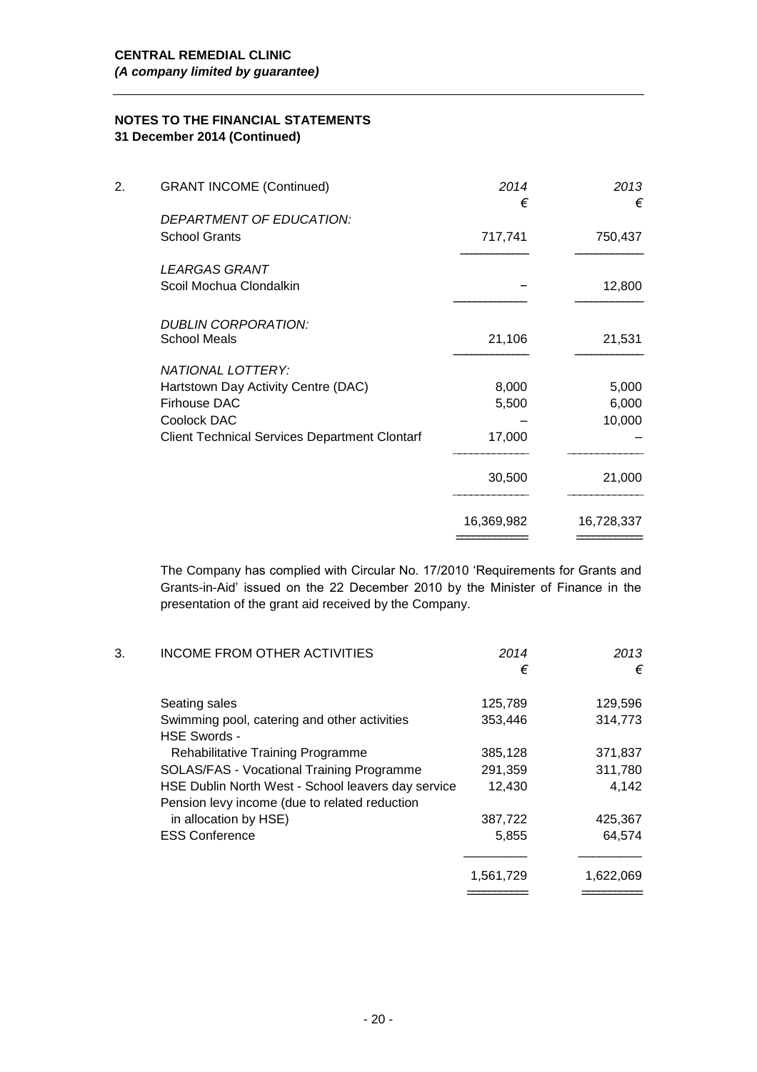**CENTRAL REMEDIAL CLINIC**
***(A company limited by guarantee)***

**NOTES TO THE FINANCIAL STATEMENTS**
**31 December 2014 (Continued)**

| 2. GRANT INCOME (Continued) | *2014* € | *2013* € |
|---|---|---|
| *DEPARTMENT OF EDUCATION:* | | |
| School Grants | 717,741 | 750,437 |
| *LEARGAS GRANT* | | |
| Scoil Mochua Clondalkin | – | 12,800 |
| *DUBLIN CORPORATION:* | | |
| School Meals | 21,106 | 21,531 |
| *NATIONAL LOTTERY:* | | |
| Hartstown Day Activity Centre (DAC) | 8,000 | 5,000 |
| Firhouse DAC | 5,500 | 6,000 |
| Coolock DAC | – | 10,000 |
| Client Technical Services Department Clontarf | 17,000 | – |
| | 30,500 | 21,000 |
| | 16,369,982 | 16,728,337 |

The Company has complied with Circular No. 17/2010 'Requirements for Grants and Grants-in-Aid' issued on the 22 December 2010 by the Minister of Finance in the presentation of the grant aid received by the Company.

| 3. INCOME FROM OTHER ACTIVITIES | *2014* € | *2013* € |
|---|---|---|
| Seating sales | 125,789 | 129,596 |
| Swimming pool, catering and other activities | 353,446 | 314,773 |
| HSE Swords - Rehabilitative Training Programme | 385,128 | 371,837 |
| SOLAS/FAS - Vocational Training Programme | 291,359 | 311,780 |
| HSE Dublin North West - School leavers day service | 12,430 | 4,142 |
| Pension levy income (due to related reduction in allocation by HSE) | 387,722 | 425,367 |
| ESS Conference | 5,855 | 64,574 |
| | 1,561,729 | 1,622,069 |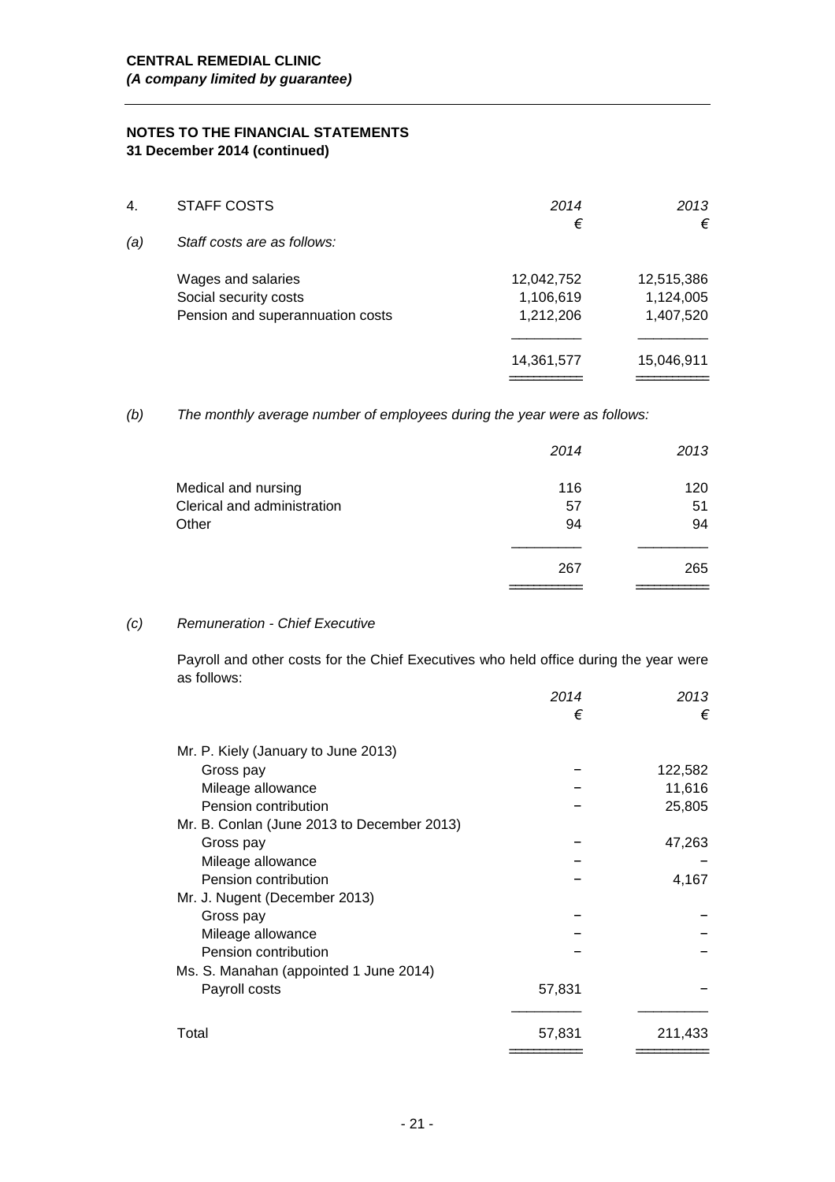**CENTRAL REMEDIAL CLINIC**
***(A company limited by guarantee)***

**NOTES TO THE FINANCIAL STATEMENTS**
**31 December 2014 (continued)**

4. STAFF COSTS

*(a) Staff costs are as follows:*

| | *2014* € | *2013* € |
|---|---|---|
| Wages and salaries | 12,042,752 | 12,515,386 |
| Social security costs | 1,106,619 | 1,124,005 |
| Pension and superannuation costs | 1,212,206 | 1,407,520 |
| | 14,361,577 | 15,046,911 |

*(b) The monthly average number of employees during the year were as follows:*

| | *2014* | *2013* |
|---|---|---|
| Medical and nursing | 116 | 120 |
| Clerical and administration | 57 | 51 |
| Other | 94 | 94 |
| | 267 | 265 |

*(c) Remuneration - Chief Executive*

Payroll and other costs for the Chief Executives who held office during the year were as follows:

| | *2014* € | *2013* € |
|---|---|---|
| Mr. P. Kiely (January to June 2013) | | |
| Gross pay | – | 122,582 |
| Mileage allowance | – | 11,616 |
| Pension contribution | – | 25,805 |
| Mr. B. Conlan (June 2013 to December 2013) | | |
| Gross pay | – | 47,263 |
| Mileage allowance | – | – |
| Pension contribution | – | 4,167 |
| Mr. J. Nugent (December 2013) | | |
| Gross pay | – | – |
| Mileage allowance | – | – |
| Pension contribution | – | – |
| Ms. S. Manahan (appointed 1 June 2014) | | |
| Payroll costs | 57,831 | – |
| Total | 57,831 | 211,433 |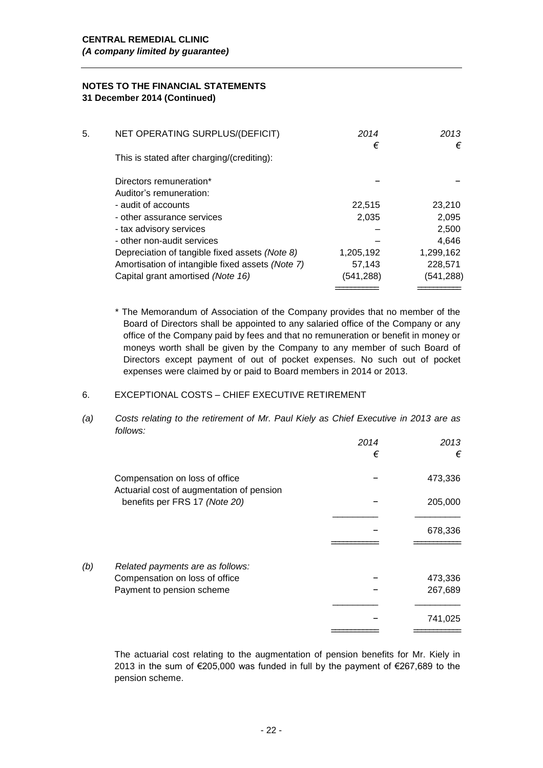**CENTRAL REMEDIAL CLINIC**
***(A company limited by guarantee)***

**NOTES TO THE FINANCIAL STATEMENTS**
**31 December 2014 (Continued)**

5. NET OPERATING SURPLUS/(DEFICIT)

| | *2014* € | *2013* € |
|---|---|---|
| This is stated after charging/(crediting): | | |
| Directors remuneration* | – | – |
| Auditor's remuneration: | | |
| - audit of accounts | 22,515 | 23,210 |
| - other assurance services | 2,035 | 2,095 |
| - tax advisory services | – | 2,500 |
| - other non-audit services | – | 4,646 |
| Depreciation of tangible fixed assets *(Note 8)* | 1,205,192 | 1,299,162 |
| Amortisation of intangible fixed assets *(Note 7)* | 57,143 | 228,571 |
| Capital grant amortised *(Note 16)* | (541,288) | (541,288) |

\* The Memorandum of Association of the Company provides that no member of the Board of Directors shall be appointed to any salaried office of the Company or any office of the Company paid by fees and that no remuneration or benefit in money or moneys worth shall be given by the Company to any member of such Board of Directors except payment of out of pocket expenses. No such out of pocket expenses were claimed by or paid to Board members in 2014 or 2013.

6. EXCEPTIONAL COSTS – CHIEF EXECUTIVE RETIREMENT

*(a) Costs relating to the retirement of Mr. Paul Kiely as Chief Executive in 2013 are as follows:*

| | *2014* € | *2013* € |
|---|---|---|
| Compensation on loss of office | – | 473,336 |
| Actuarial cost of augmentation of pension benefits per FRS 17 *(Note 20)* | – | 205,000 |
| | – | 678,336 |

*(b) Related payments are as follows:*

| | *2014* € | *2013* € |
|---|---|---|
| Compensation on loss of office | – | 473,336 |
| Payment to pension scheme | – | 267,689 |
| | – | 741,025 |

The actuarial cost relating to the augmentation of pension benefits for Mr. Kiely in 2013 in the sum of €205,000 was funded in full by the payment of €267,689 to the pension scheme.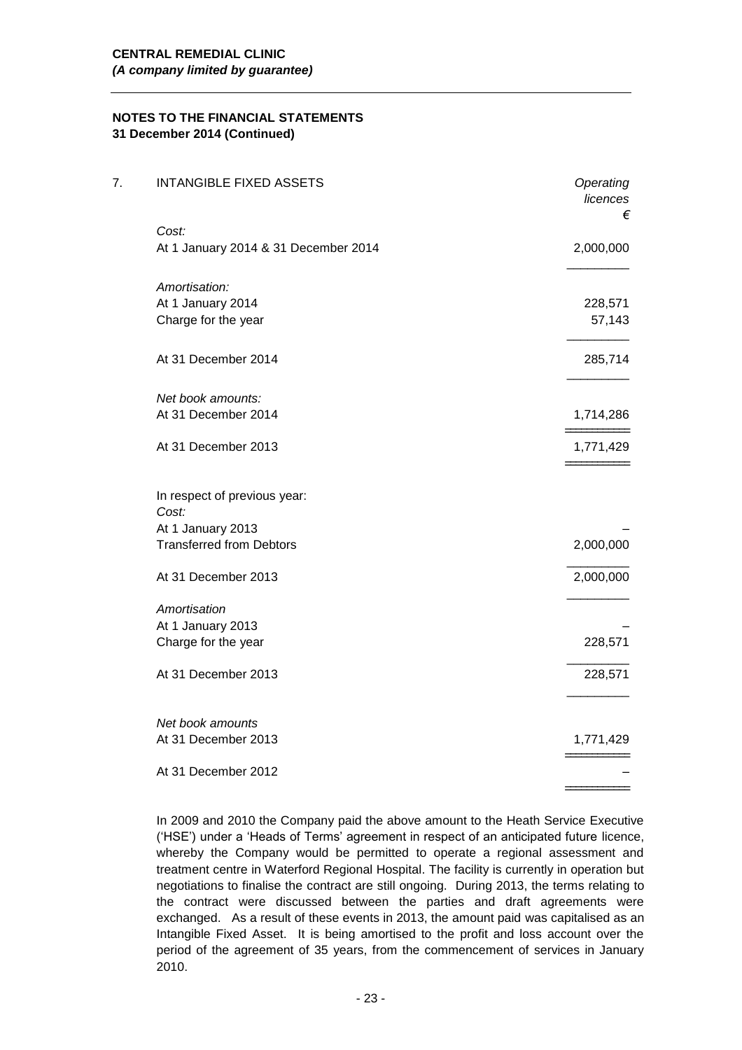**CENTRAL REMEDIAL CLINIC**
***(A company limited by guarantee)***

**NOTES TO THE FINANCIAL STATEMENTS**
**31 December 2014 (Continued)**

7. INTANGIBLE FIXED ASSETS

| | *Operating licences* € |
|---|---|
| *Cost:* | |
| At 1 January 2014 & 31 December 2014 | 2,000,000 |
| *Amortisation:* | |
| At 1 January 2014 | 228,571 |
| Charge for the year | 57,143 |
| At 31 December 2014 | 285,714 |
| *Net book amounts:* | |
| At 31 December 2014 | 1,714,286 |
| At 31 December 2013 | 1,771,429 |
| In respect of previous year: | |
| *Cost:* | |
| At 1 January 2013 | – |
| Transferred from Debtors | 2,000,000 |
| At 31 December 2013 | 2,000,000 |
| *Amortisation* | |
| At 1 January 2013 | – |
| Charge for the year | 228,571 |
| At 31 December 2013 | 228,571 |
| *Net book amounts* | |
| At 31 December 2013 | 1,771,429 |
| At 31 December 2012 | – |

In 2009 and 2010 the Company paid the above amount to the Heath Service Executive ('HSE') under a 'Heads of Terms' agreement in respect of an anticipated future licence, whereby the Company would be permitted to operate a regional assessment and treatment centre in Waterford Regional Hospital. The facility is currently in operation but negotiations to finalise the contract are still ongoing. During 2013, the terms relating to the contract were discussed between the parties and draft agreements were exchanged. As a result of these events in 2013, the amount paid was capitalised as an Intangible Fixed Asset. It is being amortised to the profit and loss account over the period of the agreement of 35 years, from the commencement of services in January 2010.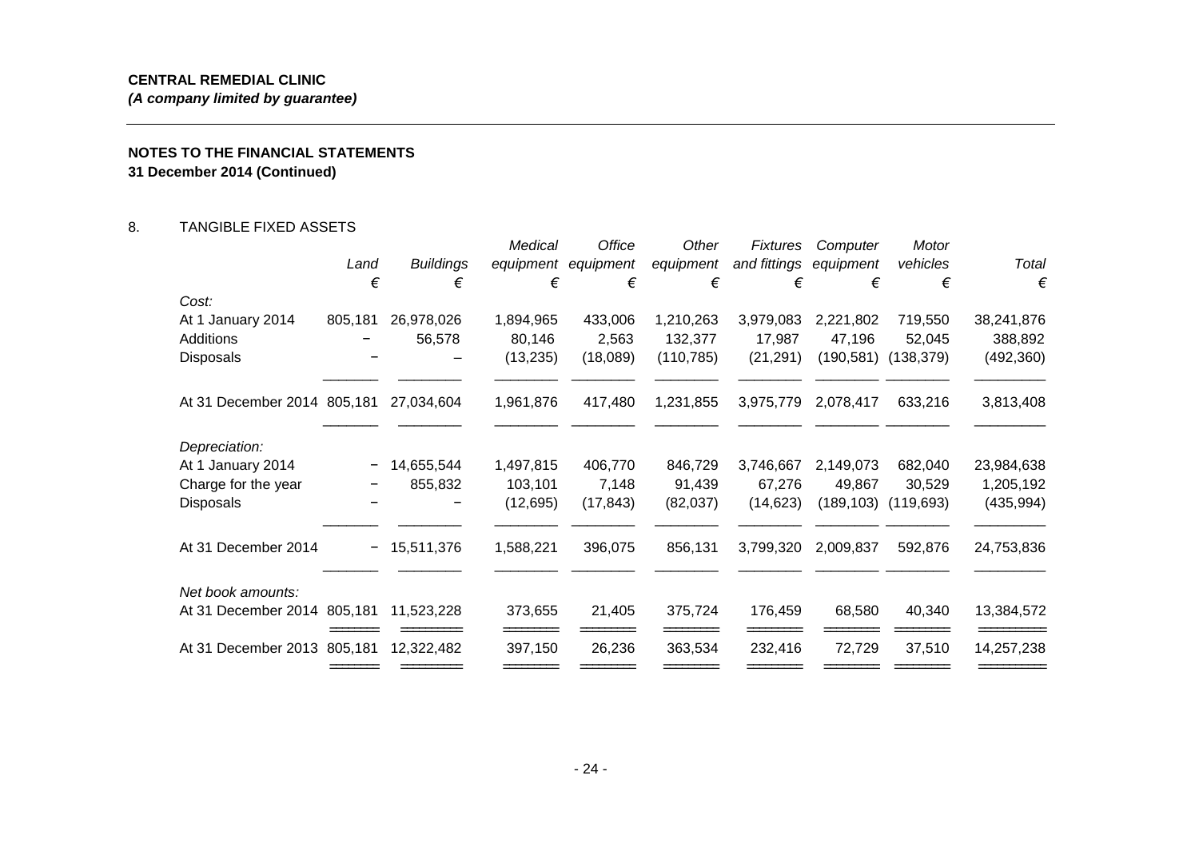**CENTRAL REMEDIAL CLINIC**
***(A company limited by guarantee)***

**NOTES TO THE FINANCIAL STATEMENTS**
**31 December 2014 (Continued)**

8. TANGIBLE FIXED ASSETS

| | *Land* | *Buildings* | *Medical equipment* | *Office equipment* | *Other equipment* | *Fixtures and fittings* | *Computer equipment* | *Motor vehicles* | *Total* |
|---|---|---|---|---|---|---|---|---|---|
| | € | € | € | € | € | € | € | € | € |
| *Cost:* | | | | | | | | | |
| At 1 January 2014 | 805,181 | 26,978,026 | 1,894,965 | 433,006 | 1,210,263 | 3,979,083 | 2,221,802 | 719,550 | 38,241,876 |
| Additions | – | 56,578 | 80,146 | 2,563 | 132,377 | 17,987 | 47,196 | 52,045 | 388,892 |
| Disposals | – | – | (13,235) | (18,089) | (110,785) | (21,291) | (190,581) | (138,379) | (492,360) |
| At 31 December 2014 | 805,181 | 27,034,604 | 1,961,876 | 417,480 | 1,231,855 | 3,975,779 | 2,078,417 | 633,216 | 3,813,408 |
| *Depreciation:* | | | | | | | | | |
| At 1 January 2014 | – | 14,655,544 | 1,497,815 | 406,770 | 846,729 | 3,746,667 | 2,149,073 | 682,040 | 23,984,638 |
| Charge for the year | – | 855,832 | 103,101 | 7,148 | 91,439 | 67,276 | 49,867 | 30,529 | 1,205,192 |
| Disposals | – | – | (12,695) | (17,843) | (82,037) | (14,623) | (189,103) | (119,693) | (435,994) |
| At 31 December 2014 | – | 15,511,376 | 1,588,221 | 396,075 | 856,131 | 3,799,320 | 2,009,837 | 592,876 | 24,753,836 |
| *Net book amounts:* | | | | | | | | | |
| At 31 December 2014 | 805,181 | 11,523,228 | 373,655 | 21,405 | 375,724 | 176,459 | 68,580 | 40,340 | 13,384,572 |
| At 31 December 2013 | 805,181 | 12,322,482 | 397,150 | 26,236 | 363,534 | 232,416 | 72,729 | 37,510 | 14,257,238 |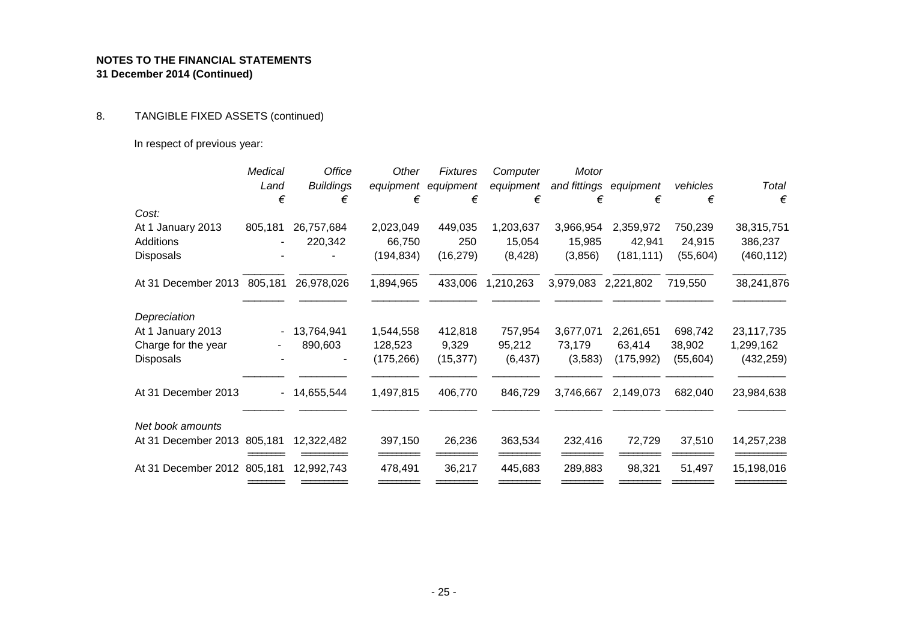**NOTES TO THE FINANCIAL STATEMENTS**
**31 December 2014 (Continued)**

8. TANGIBLE FIXED ASSETS (continued)

In respect of previous year:

| | *Medical* | *Office* | *Other* | *Fixtures* | *Computer* | *Motor* | | | |
|---|---|---|---|---|---|---|---|---|---|
| | *Land* | *Buildings* | *equipment* | *equipment* | *equipment* | *and fittings* | *equipment* | *vehicles* | *Total* |
| | *€* | *€* | *€* | *€* | *€* | *€* | *€* | *€* | *€* |
| *Cost:* | | | | | | | | | |
| At 1 January 2013 | 805,181 | 26,757,684 | 2,023,049 | 449,035 | 1,203,637 | 3,966,954 | 2,359,972 | 750,239 | 38,315,751 |
| Additions | - | 220,342 | 66,750 | 250 | 15,054 | 15,985 | 42,941 | 24,915 | 386,237 |
| Disposals | - | - | (194,834) | (16,279) | (8,428) | (3,856) | (181,111) | (55,604) | (460,112) |
| At 31 December 2013 | 805,181 | 26,978,026 | 1,894,965 | 433,006 | 1,210,263 | 3,979,083 | 2,221,802 | 719,550 | 38,241,876 |
| *Depreciation* | | | | | | | | | |
| At 1 January 2013 | - | 13,764,941 | 1,544,558 | 412,818 | 757,954 | 3,677,071 | 2,261,651 | 698,742 | 23,117,735 |
| Charge for the year | - | 890,603 | 128,523 | 9,329 | 95,212 | 73,179 | 63,414 | 38,902 | 1,299,162 |
| Disposals | - | - | (175,266) | (15,377) | (6,437) | (3,583) | (175,992) | (55,604) | (432,259) |
| At 31 December 2013 | - | 14,655,544 | 1,497,815 | 406,770 | 846,729 | 3,746,667 | 2,149,073 | 682,040 | 23,984,638 |
| *Net book amounts* | | | | | | | | | |
| At 31 December 2013 | 805,181 | 12,322,482 | 397,150 | 26,236 | 363,534 | 232,416 | 72,729 | 37,510 | 14,257,238 |
| At 31 December 2012 | 805,181 | 12,992,743 | 478,491 | 36,217 | 445,683 | 289,883 | 98,321 | 51,497 | 15,198,016 |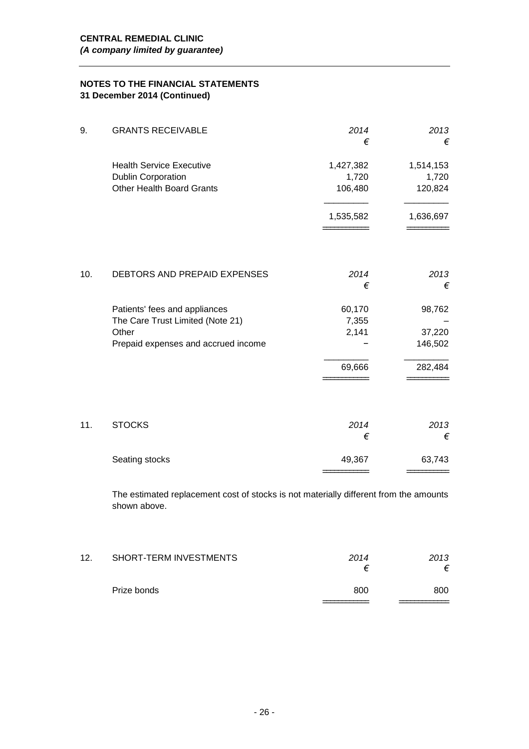**CENTRAL REMEDIAL CLINIC**
***(A company limited by guarantee)***

**NOTES TO THE FINANCIAL STATEMENTS**
**31 December 2014 (Continued)**

9. GRANTS RECEIVABLE

| | *2014* € | *2013* € |
|---|---|---|
| Health Service Executive | 1,427,382 | 1,514,153 |
| Dublin Corporation | 1,720 | 1,720 |
| Other Health Board Grants | 106,480 | 120,824 |
| | 1,535,582 | 1,636,697 |

10. DEBTORS AND PREPAID EXPENSES

| | *2014* € | *2013* € |
|---|---|---|
| Patients' fees and appliances | 60,170 | 98,762 |
| The Care Trust Limited (Note 21) | 7,355 | – |
| Other | 2,141 | 37,220 |
| Prepaid expenses and accrued income | – | 146,502 |
| | 69,666 | 282,484 |

11. STOCKS

| | *2014* € | *2013* € |
|---|---|---|
| Seating stocks | 49,367 | 63,743 |

The estimated replacement cost of stocks is not materially different from the amounts shown above.

12. SHORT-TERM INVESTMENTS

| | *2014* € | *2013* € |
|---|---|---|
| Prize bonds | 800 | 800 |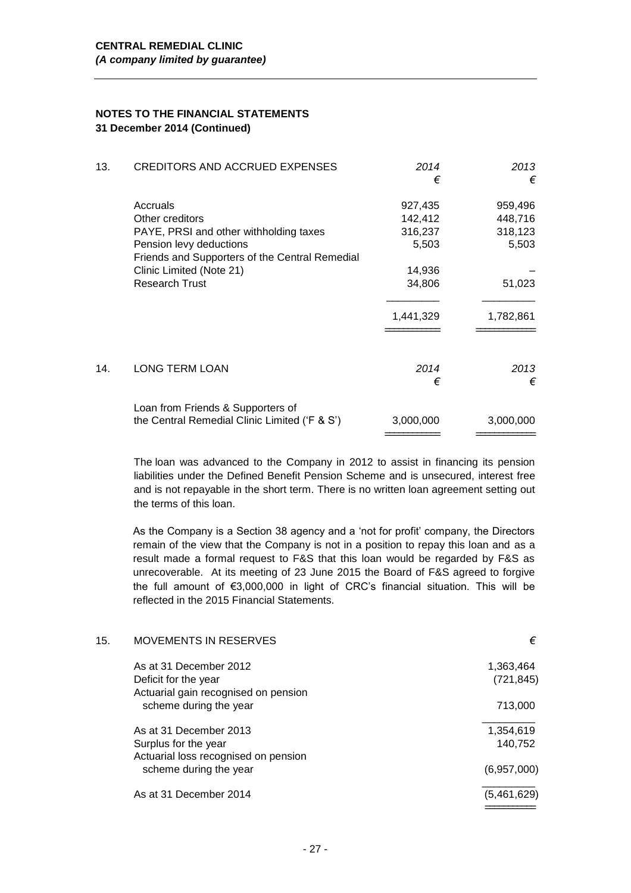**CENTRAL REMEDIAL CLINIC**
***(A company limited by guarantee)***

**NOTES TO THE FINANCIAL STATEMENTS**
**31 December 2014 (Continued)**

| 13. | CREDITORS AND ACCRUED EXPENSES | *2014* € | *2013* € |
|---|---|---|---|
| | Accruals | 927,435 | 959,496 |
| | Other creditors | 142,412 | 448,716 |
| | PAYE, PRSI and other withholding taxes | 316,237 | 318,123 |
| | Pension levy deductions | 5,503 | 5,503 |
| | Friends and Supporters of the Central Remedial Clinic Limited (Note 21) | 14,936 | – |
| | Research Trust | 34,806 | 51,023 |
| | | 1,441,329 | 1,782,861 |

| 14. | LONG TERM LOAN | *2014* € | *2013* € |
|---|---|---|---|
| | Loan from Friends & Supporters of the Central Remedial Clinic Limited ('F & S') | 3,000,000 | 3,000,000 |

The loan was advanced to the Company in 2012 to assist in financing its pension liabilities under the Defined Benefit Pension Scheme and is unsecured, interest free and is not repayable in the short term. There is no written loan agreement setting out the terms of this loan.

As the Company is a Section 38 agency and a 'not for profit' company, the Directors remain of the view that the Company is not in a position to repay this loan and as a result made a formal request to F&S that this loan would be regarded by F&S as unrecoverable. At its meeting of 23 June 2015 the Board of F&S agreed to forgive the full amount of €3,000,000 in light of CRC's financial situation. This will be reflected in the 2015 Financial Statements.

| 15. | MOVEMENTS IN RESERVES | € |
|---|---|---|
| | As at 31 December 2012 | 1,363,464 |
| | Deficit for the year | (721,845) |
| | Actuarial gain recognised on pension scheme during the year | 713,000 |
| | As at 31 December 2013 | 1,354,619 |
| | Surplus for the year | 140,752 |
| | Actuarial loss recognised on pension scheme during the year | (6,957,000) |
| | As at 31 December 2014 | (5,461,629) |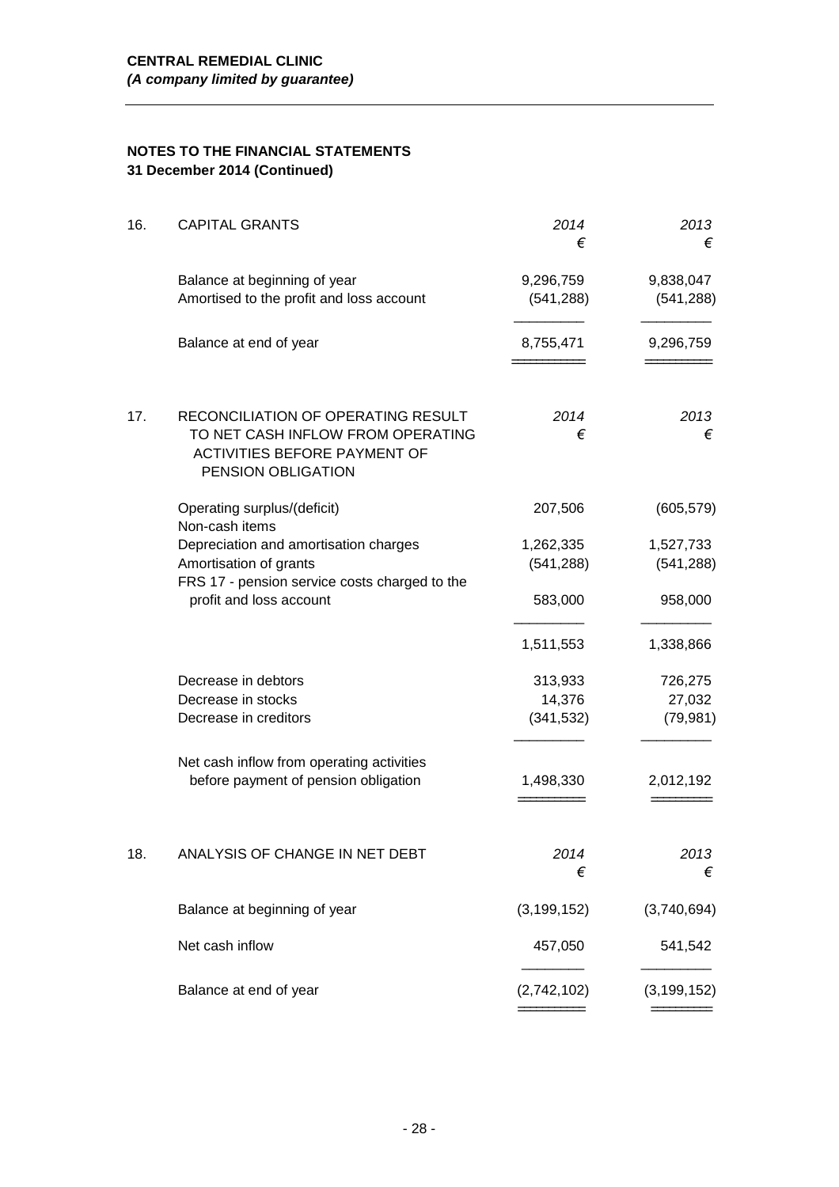**CENTRAL REMEDIAL CLINIC**
***(A company limited by guarantee)***

**NOTES TO THE FINANCIAL STATEMENTS**
**31 December 2014 (Continued)**

## 16. CAPITAL GRANTS

| | *2014* € | *2013* € |
|---|---|---|
| Balance at beginning of year | 9,296,759 | 9,838,047 |
| Amortised to the profit and loss account | (541,288) | (541,288) |
| Balance at end of year | 8,755,471 | 9,296,759 |

## 17. RECONCILIATION OF OPERATING RESULT TO NET CASH INFLOW FROM OPERATING ACTIVITIES BEFORE PAYMENT OF PENSION OBLIGATION

| | *2014* € | *2013* € |
|---|---|---|
| Operating surplus/(deficit) | 207,506 | (605,579) |
| Non-cash items | | |
| Depreciation and amortisation charges | 1,262,335 | 1,527,733 |
| Amortisation of grants | (541,288) | (541,288) |
| FRS 17 - pension service costs charged to the profit and loss account | 583,000 | 958,000 |
| | 1,511,553 | 1,338,866 |
| Decrease in debtors | 313,933 | 726,275 |
| Decrease in stocks | 14,376 | 27,032 |
| Decrease in creditors | (341,532) | (79,981) |
| Net cash inflow from operating activities before payment of pension obligation | 1,498,330 | 2,012,192 |

## 18. ANALYSIS OF CHANGE IN NET DEBT

| | *2014* € | *2013* € |
|---|---|---|
| Balance at beginning of year | (3,199,152) | (3,740,694) |
| Net cash inflow | 457,050 | 541,542 |
| Balance at end of year | (2,742,102) | (3,199,152) |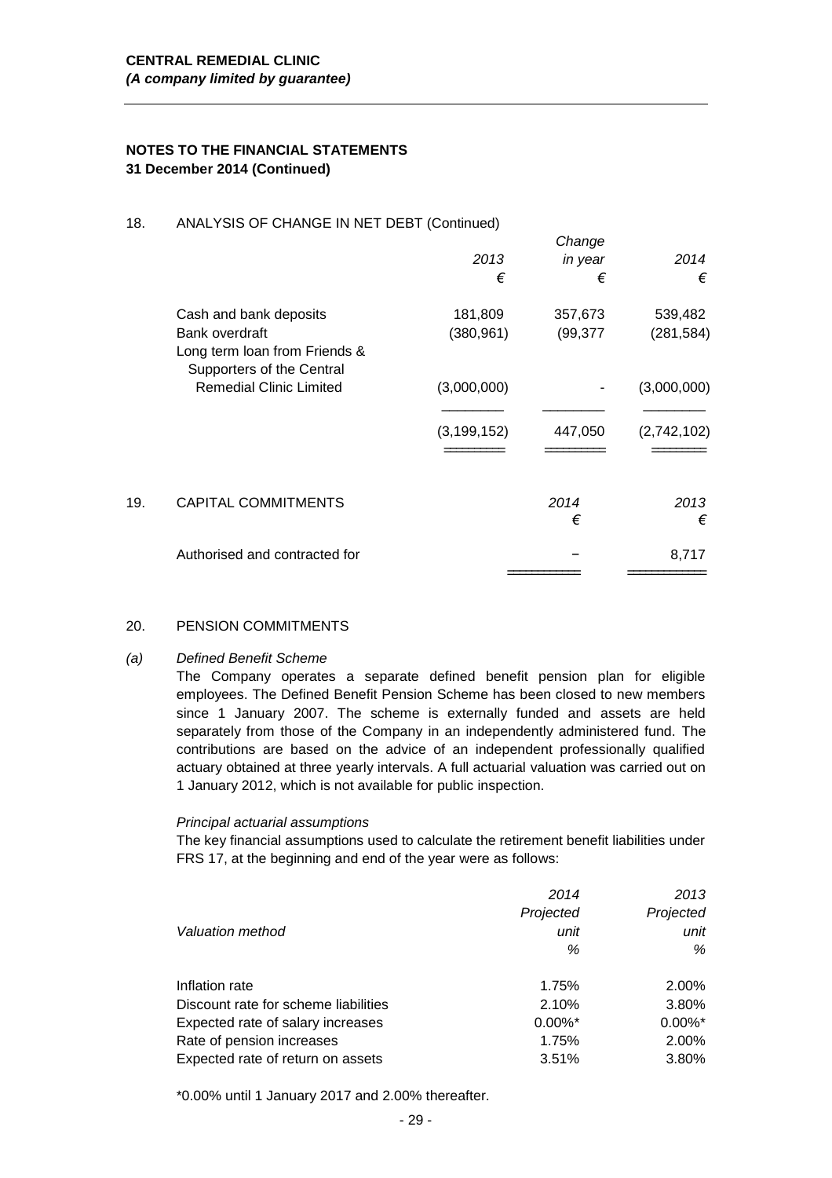**CENTRAL REMEDIAL CLINIC**
***(A company limited by guarantee)***

**NOTES TO THE FINANCIAL STATEMENTS**
**31 December 2014 (Continued)**

18. ANALYSIS OF CHANGE IN NET DEBT (Continued)

| | *2013* | *Change in year* | *2014* |
|---|---|---|---|
| | *€* | *€* | *€* |
| Cash and bank deposits | 181,809 | 357,673 | 539,482 |
| Bank overdraft | (380,961) | (99,377 | (281,584) |
| Long term loan from Friends & Supporters of the Central Remedial Clinic Limited | (3,000,000) | - | (3,000,000) |
| | (3,199,152) | 447,050 | (2,742,102) |

19. CAPITAL COMMITMENTS

| | *2014* | *2013* |
|---|---|---|
| | *€* | *€* |
| Authorised and contracted for | – | 8,717 |

20. PENSION COMMITMENTS

*(a) Defined Benefit Scheme*

The Company operates a separate defined benefit pension plan for eligible employees. The Defined Benefit Pension Scheme has been closed to new members since 1 January 2007. The scheme is externally funded and assets are held separately from those of the Company in an independently administered fund. The contributions are based on the advice of an independent professionally qualified actuary obtained at three yearly intervals. A full actuarial valuation was carried out on 1 January 2012, which is not available for public inspection.

*Principal actuarial assumptions*

The key financial assumptions used to calculate the retirement benefit liabilities under FRS 17, at the beginning and end of the year were as follows:

| *Valuation method* | *2014 Projected unit* | *2013 Projected unit* |
|---|---|---|
| | *%* | *%* |
| Inflation rate | 1.75% | 2.00% |
| Discount rate for scheme liabilities | 2.10% | 3.80% |
| Expected rate of salary increases | 0.00%* | 0.00%* |
| Rate of pension increases | 1.75% | 2.00% |
| Expected rate of return on assets | 3.51% | 3.80% |

*0.00% until 1 January 2017 and 2.00% thereafter.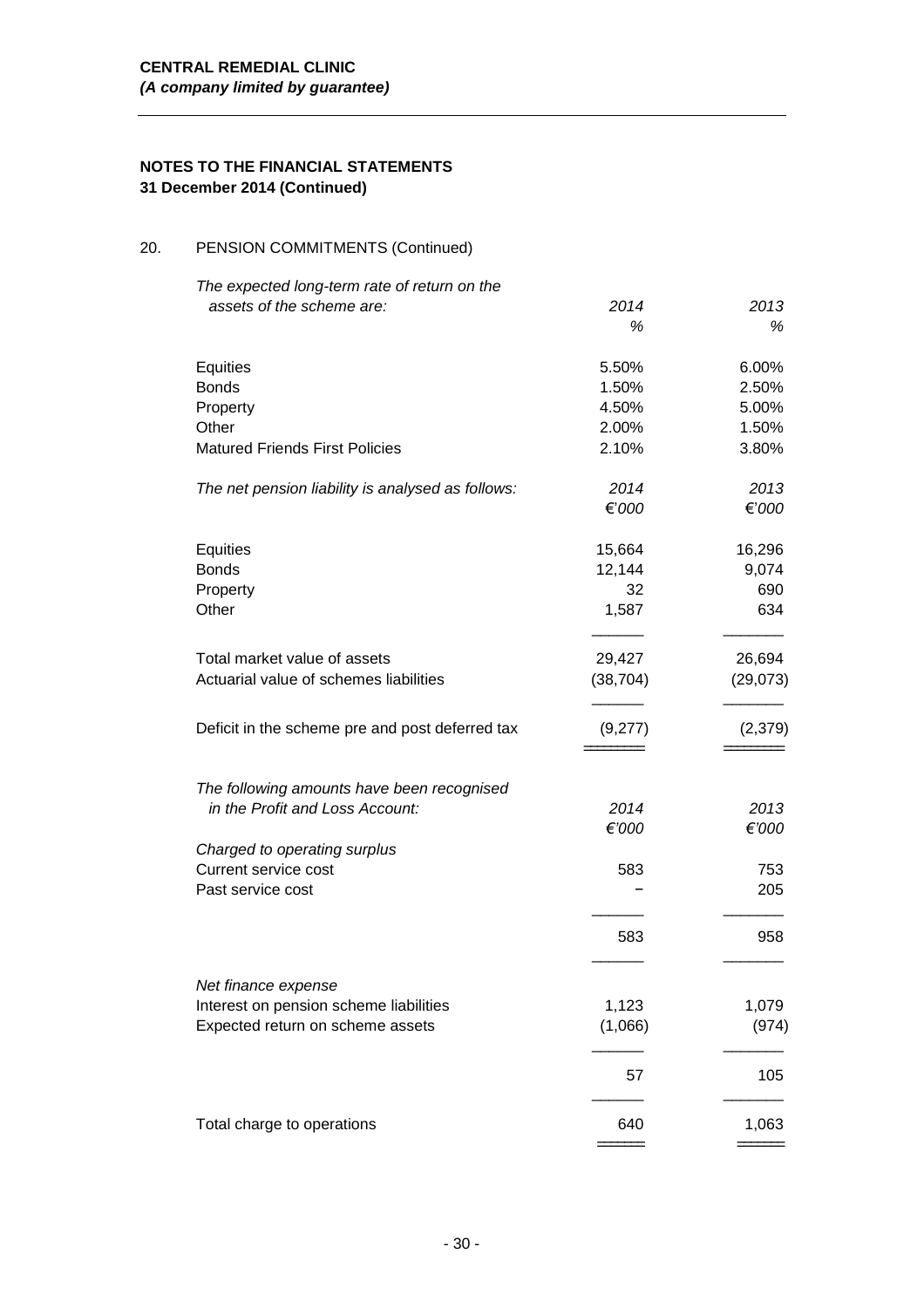**CENTRAL REMEDIAL CLINIC**
***(A company limited by guarantee)***

**NOTES TO THE FINANCIAL STATEMENTS**
**31 December 2014 (Continued)**

20. PENSION COMMITMENTS (Continued)

| *The expected long-term rate of return on the assets of the scheme are:* | *2014* | *2013* |
|---|---|---|
| | *%* | *%* |
| Equities | 5.50% | 6.00% |
| Bonds | 1.50% | 2.50% |
| Property | 4.50% | 5.00% |
| Other | 2.00% | 1.50% |
| Matured Friends First Policies | 2.10% | 3.80% |

| *The net pension liability is analysed as follows:* | *2014* | *2013* |
|---|---|---|
| | *€'000* | *€'000* |
| Equities | 15,664 | 16,296 |
| Bonds | 12,144 | 9,074 |
| Property | 32 | 690 |
| Other | 1,587 | 634 |
| Total market value of assets | 29,427 | 26,694 |
| Actuarial value of schemes liabilities | (38,704) | (29,073) |
| Deficit in the scheme pre and post deferred tax | (9,277) | (2,379) |

| *The following amounts have been recognised in the Profit and Loss Account:* | *2014* | *2013* |
|---|---|---|
| | *€'000* | *€'000* |
| *Charged to operating surplus* | | |
| Current service cost | 583 | 753 |
| Past service cost | – | 205 |
| | 583 | 958 |
| *Net finance expense* | | |
| Interest on pension scheme liabilities | 1,123 | 1,079 |
| Expected return on scheme assets | (1,066) | (974) |
| | 57 | 105 |
| Total charge to operations | 640 | 1,063 |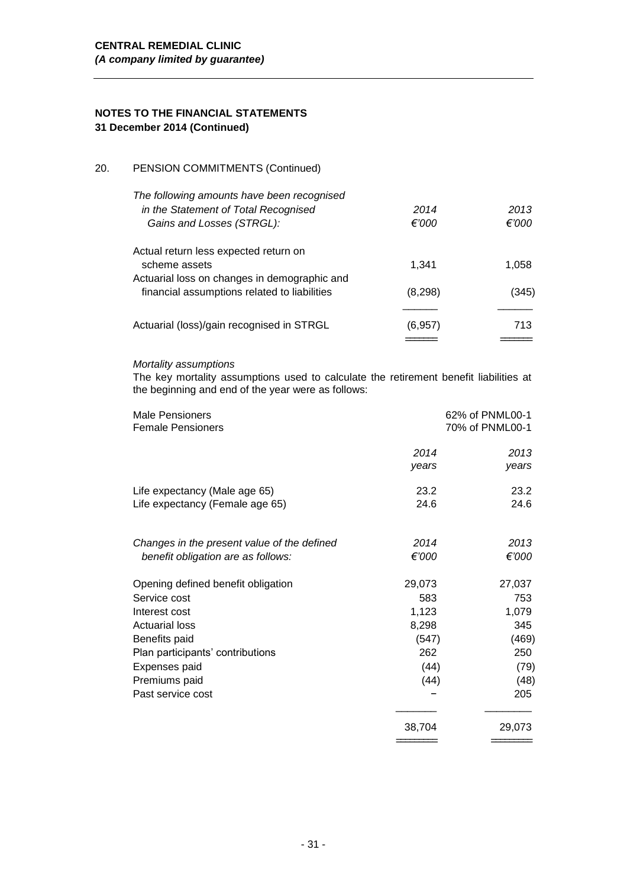**CENTRAL REMEDIAL CLINIC**
***(A company limited by guarantee)***

## NOTES TO THE FINANCIAL STATEMENTS
**31 December 2014 (Continued)**

### 20. PENSION COMMITMENTS (Continued)

| *The following amounts have been recognised in the Statement of Total Recognised Gains and Losses (STRGL):* | *2014* *€'000* | *2013* *€'000* |
|---|---|---|
| Actual return less expected return on scheme assets | 1,341 | 1,058 |
| Actuarial loss on changes in demographic and financial assumptions related to liabilities | (8,298) | (345) |
| Actuarial (loss)/gain recognised in STRGL | (6,957) | 713 |

*Mortality assumptions*
The key mortality assumptions used to calculate the retirement benefit liabilities at the beginning and end of the year were as follows:

| | |
|---|---|
| Male Pensioners | 62% of PNML00-1 |
| Female Pensioners | 70% of PNML00-1 |

| | *2014* *years* | *2013* *years* |
|---|---|---|
| Life expectancy (Male age 65) | 23.2 | 23.2 |
| Life expectancy (Female age 65) | 24.6 | 24.6 |

| *Changes in the present value of the defined benefit obligation are as follows:* | *2014* *€'000* | *2013* *€'000* |
|---|---|---|
| Opening defined benefit obligation | 29,073 | 27,037 |
| Service cost | 583 | 753 |
| Interest cost | 1,123 | 1,079 |
| Actuarial loss | 8,298 | 345 |
| Benefits paid | (547) | (469) |
| Plan participants' contributions | 262 | 250 |
| Expenses paid | (44) | (79) |
| Premiums paid | (44) | (48) |
| Past service cost | – | 205 |
| | 38,704 | 29,073 |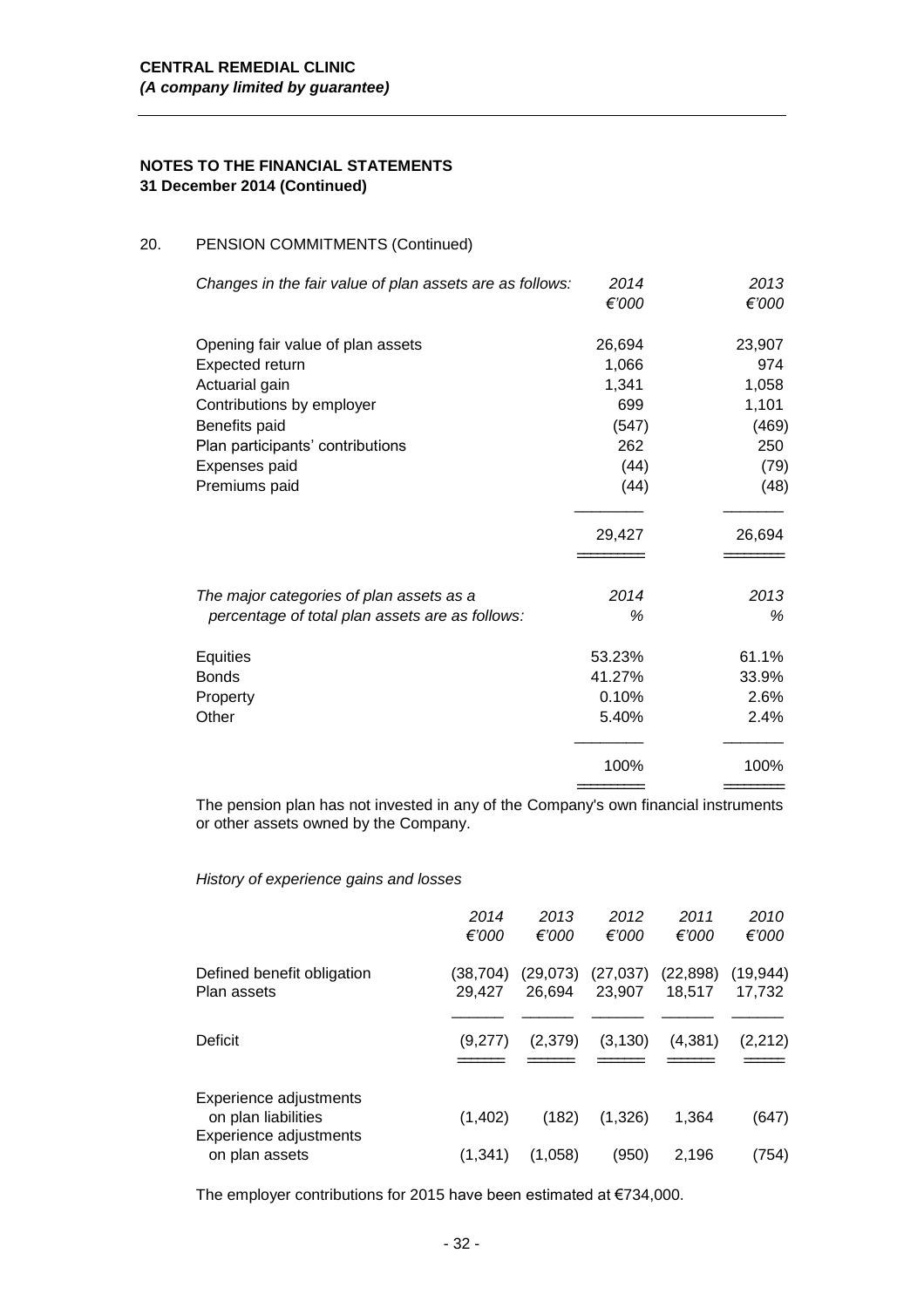**CENTRAL REMEDIAL CLINIC**
***(A company limited by guarantee)***

**NOTES TO THE FINANCIAL STATEMENTS**
**31 December 2014 (Continued)**

20. PENSION COMMITMENTS (Continued)

| *Changes in the fair value of plan assets are as follows:* | *2014* *€'000* | *2013* *€'000* |
|---|---|---|
| Opening fair value of plan assets | 26,694 | 23,907 |
| Expected return | 1,066 | 974 |
| Actuarial gain | 1,341 | 1,058 |
| Contributions by employer | 699 | 1,101 |
| Benefits paid | (547) | (469) |
| Plan participants' contributions | 262 | 250 |
| Expenses paid | (44) | (79) |
| Premiums paid | (44) | (48) |
| | 29,427 | 26,694 |

| *The major categories of plan assets as a percentage of total plan assets are as follows:* | *2014* *%* | *2013* *%* |
|---|---|---|
| Equities | 53.23% | 61.1% |
| Bonds | 41.27% | 33.9% |
| Property | 0.10% | 2.6% |
| Other | 5.40% | 2.4% |
| | 100% | 100% |

The pension plan has not invested in any of the Company's own financial instruments or other assets owned by the Company.

*History of experience gains and losses*

| | *2014* *€'000* | *2013* *€'000* | *2012* *€'000* | *2011* *€'000* | *2010* *€'000* |
|---|---|---|---|---|---|
| Defined benefit obligation | (38,704) | (29,073) | (27,037) | (22,898) | (19,944) |
| Plan assets | 29,427 | 26,694 | 23,907 | 18,517 | 17,732 |
| Deficit | (9,277) | (2,379) | (3,130) | (4,381) | (2,212) |
| Experience adjustments on plan liabilities | (1,402) | (182) | (1,326) | 1,364 | (647) |
| Experience adjustments on plan assets | (1,341) | (1,058) | (950) | 2,196 | (754) |

The employer contributions for 2015 have been estimated at €734,000.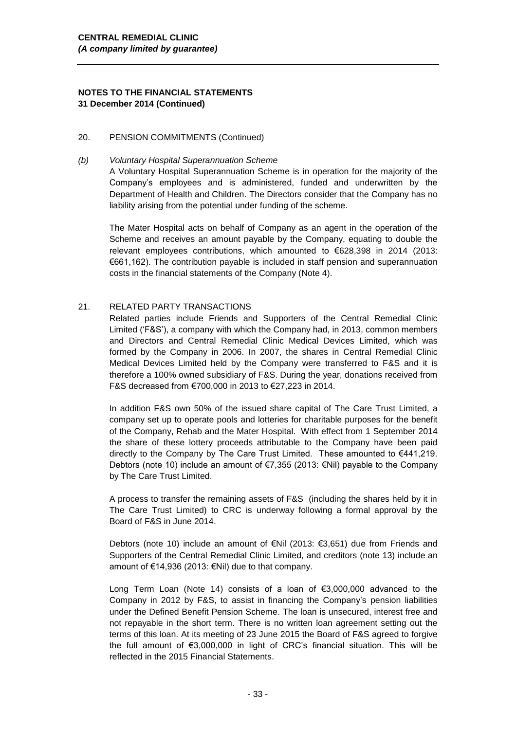## NOTES TO THE FINANCIAL STATEMENTS
**31 December 2014 (Continued)**

20. PENSION COMMITMENTS (Continued)

*(b) Voluntary Hospital Superannuation Scheme*

A Voluntary Hospital Superannuation Scheme is in operation for the majority of the Company's employees and is administered, funded and underwritten by the Department of Health and Children. The Directors consider that the Company has no liability arising from the potential under funding of the scheme.

The Mater Hospital acts on behalf of Company as an agent in the operation of the Scheme and receives an amount payable by the Company, equating to double the relevant employees contributions, which amounted to €628,398 in 2014 (2013: €661,162). The contribution payable is included in staff pension and superannuation costs in the financial statements of the Company (Note 4).

21. RELATED PARTY TRANSACTIONS

Related parties include Friends and Supporters of the Central Remedial Clinic Limited ('F&S'), a company with which the Company had, in 2013, common members and Directors and Central Remedial Clinic Medical Devices Limited, which was formed by the Company in 2006. In 2007, the shares in Central Remedial Clinic Medical Devices Limited held by the Company were transferred to F&S and it is therefore a 100% owned subsidiary of F&S. During the year, donations received from F&S decreased from €700,000 in 2013 to €27,223 in 2014.

In addition F&S own 50% of the issued share capital of The Care Trust Limited, a company set up to operate pools and lotteries for charitable purposes for the benefit of the Company, Rehab and the Mater Hospital. With effect from 1 September 2014 the share of these lottery proceeds attributable to the Company have been paid directly to the Company by The Care Trust Limited. These amounted to €441,219. Debtors (note 10) include an amount of €7,355 (2013: €Nil) payable to the Company by The Care Trust Limited.

A process to transfer the remaining assets of F&S (including the shares held by it in The Care Trust Limited) to CRC is underway following a formal approval by the Board of F&S in June 2014.

Debtors (note 10) include an amount of €Nil (2013: €3,651) due from Friends and Supporters of the Central Remedial Clinic Limited, and creditors (note 13) include an amount of €14,936 (2013: €Nil) due to that company.

Long Term Loan (Note 14) consists of a loan of €3,000,000 advanced to the Company in 2012 by F&S, to assist in financing the Company's pension liabilities under the Defined Benefit Pension Scheme. The loan is unsecured, interest free and not repayable in the short term. There is no written loan agreement setting out the terms of this loan. At its meeting of 23 June 2015 the Board of F&S agreed to forgive the full amount of €3,000,000 in light of CRC's financial situation. This will be reflected in the 2015 Financial Statements.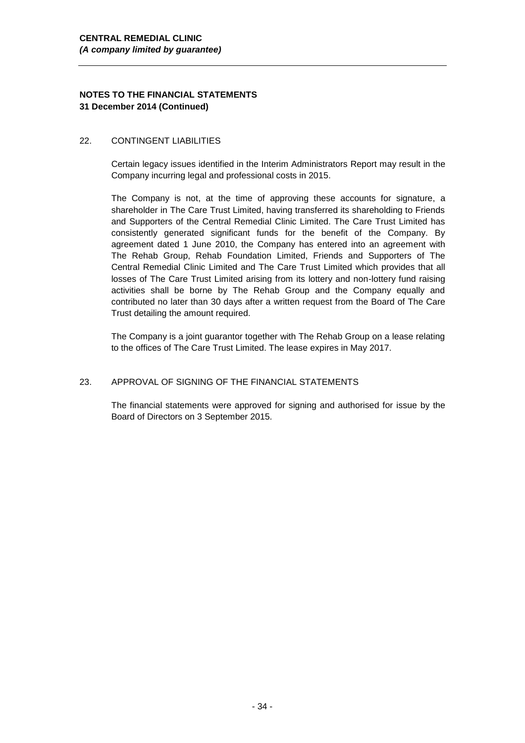**CENTRAL REMEDIAL CLINIC**
***(A company limited by guarantee)***

**NOTES TO THE FINANCIAL STATEMENTS**
**31 December 2014 (Continued)**

22. CONTINGENT LIABILITIES

Certain legacy issues identified in the Interim Administrators Report may result in the Company incurring legal and professional costs in 2015.

The Company is not, at the time of approving these accounts for signature, a shareholder in The Care Trust Limited, having transferred its shareholding to Friends and Supporters of the Central Remedial Clinic Limited. The Care Trust Limited has consistently generated significant funds for the benefit of the Company. By agreement dated 1 June 2010, the Company has entered into an agreement with The Rehab Group, Rehab Foundation Limited, Friends and Supporters of The Central Remedial Clinic Limited and The Care Trust Limited which provides that all losses of The Care Trust Limited arising from its lottery and non-lottery fund raising activities shall be borne by The Rehab Group and the Company equally and contributed no later than 30 days after a written request from the Board of The Care Trust detailing the amount required.

The Company is a joint guarantor together with The Rehab Group on a lease relating to the offices of The Care Trust Limited. The lease expires in May 2017.

23. APPROVAL OF SIGNING OF THE FINANCIAL STATEMENTS

The financial statements were approved for signing and authorised for issue by the Board of Directors on 3 September 2015.